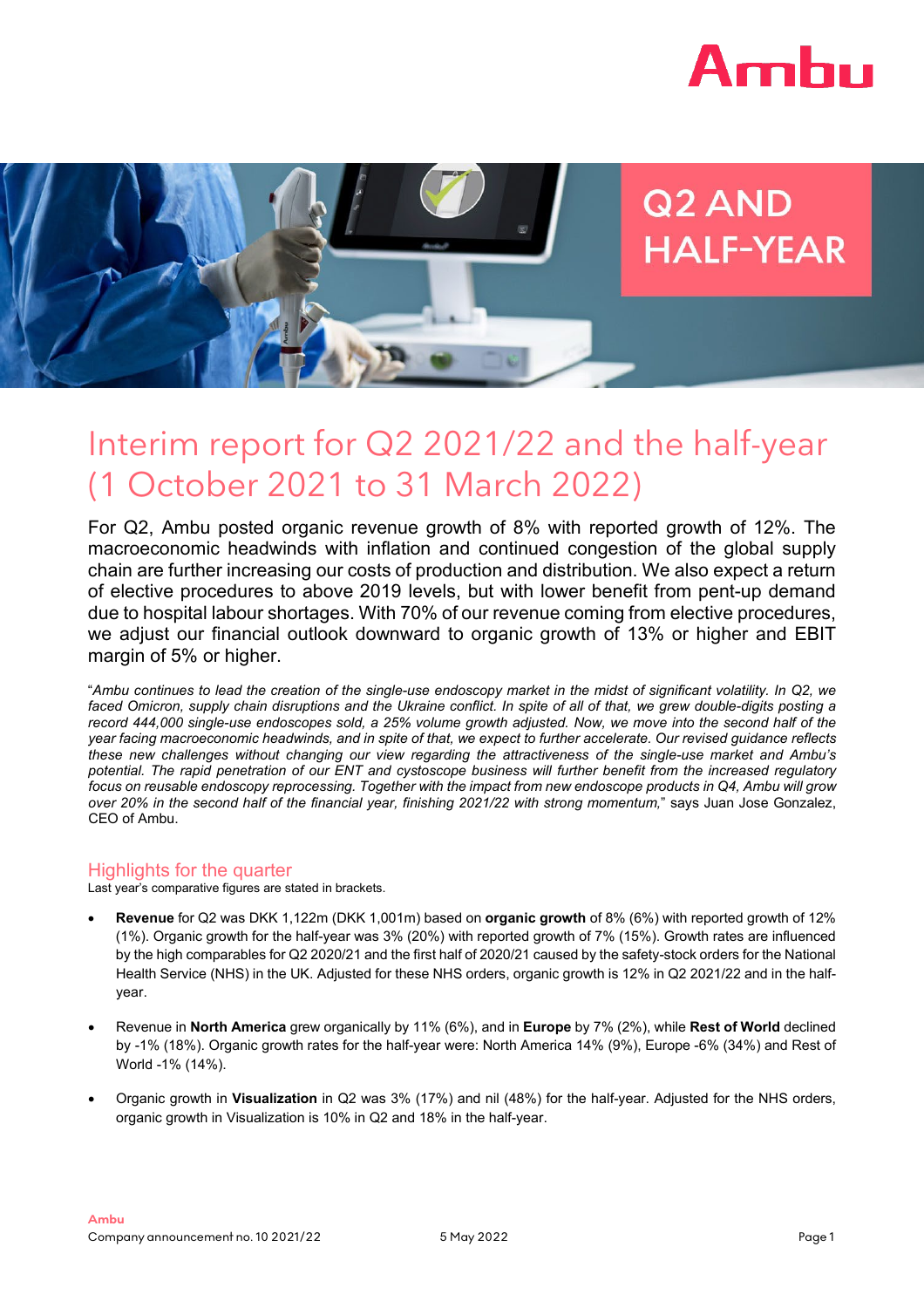# Q2 AND HALF-YEAR

# Interim report for Q2 2021/22 and the half-year (1 October 2021 to 31 March 2022)

For Q2, Ambu posted organic revenue growth of 8% with reported growth of 12%. The macroeconomic headwinds with inflation and continued congestion of the global supply chain are further increasing our costs of production and distribution. We also expect a return of elective procedures to above 2019 levels, but with lower benefit from pent-up demand due to hospital labour shortages. With 70% of our revenue coming from elective procedures, we adjust our financial outlook downward to organic growth of 13% or higher and EBIT margin of 5% or higher.

"*Ambu continues to lead the creation of the single-use endoscopy market in the midst of significant volatility. In Q2, we faced Omicron, supply chain disruptions and the Ukraine conflict. In spite of all of that, we grew double-digits posting a record 444,000 single-use endoscopes sold, a 25% volume growth adjusted. Now, we move into the second half of the year facing macroeconomic headwinds, and in spite of that, we expect to further accelerate. Our revised guidance reflects these new challenges without changing our view regarding the attractiveness of the single-use market and Ambu's potential. The rapid penetration of our ENT and cystoscope business will further benefit from the increased regulatory focus on reusable endoscopy reprocessing. Together with the impact from new endoscope products in Q4, Ambu will grow over 20% in the second half of the financial year, finishing 2021/22 with strong momentum,*" says Juan Jose Gonzalez, CEO of Ambu.

## Highlights for the quarter

Last year's comparative figures are stated in brackets.

- **Revenue** for Q2 was DKK 1,122m (DKK 1,001m) based on **organic growth** of 8% (6%) with reported growth of 12% (1%). Organic growth for the half-year was 3% (20%) with reported growth of 7% (15%). Growth rates are influenced by the high comparables for Q2 2020/21 and the first half of 2020/21 caused by the safety-stock orders for the National Health Service (NHS) in the UK. Adjusted for these NHS orders, organic growth is 12% in Q2 2021/22 and in the half-year.
- Revenue in **North America** grew organically by 11% (6%), and in **Europe** by 7% (2%), while **Rest of World** declined by -1% (18%). Organic growth rates for the half-year were: North America 14% (9%), Europe -6% (34%) and Rest of World -1% (14%).
- Organic growth in **Visualization** in Q2 was 3% (17%) and nil (48%) for the half-year. Adjusted for the NHS orders, organic growth in Visualization is 10% in Q2 and 18% in the half-year.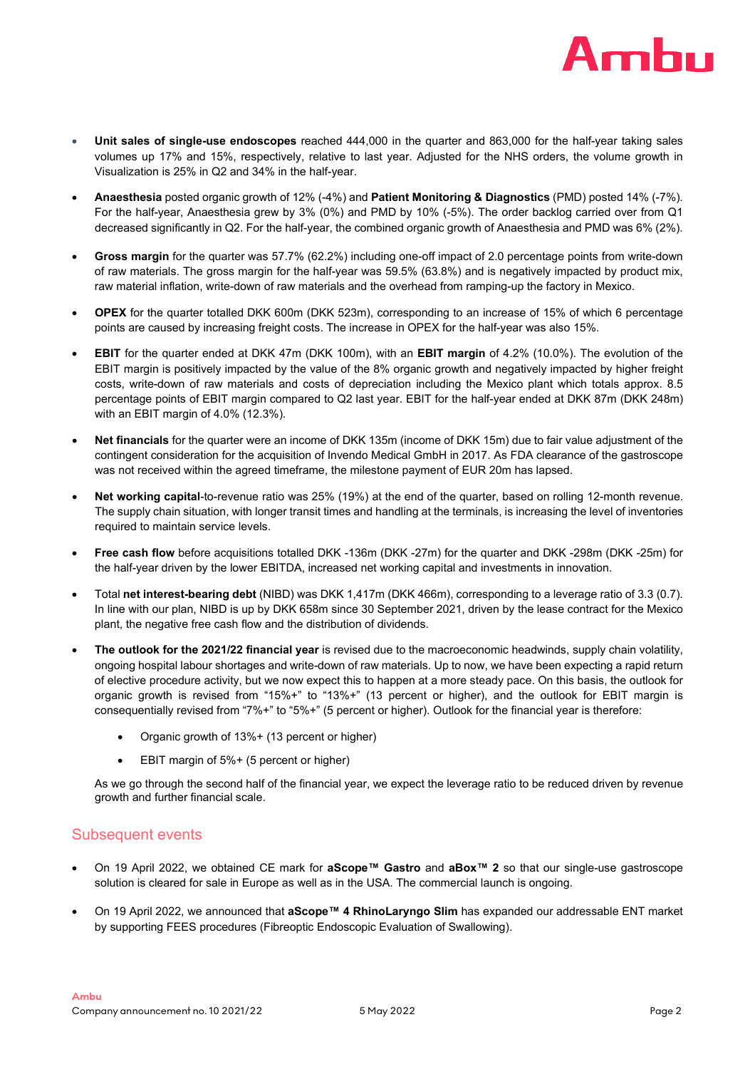- **Unit sales of single-use endoscopes** reached 444,000 in the quarter and 863,000 for the half-year taking sales volumes up 17% and 15%, respectively, relative to last year. Adjusted for the NHS orders, the volume growth in Visualization is 25% in Q2 and 34% in the half-year.

- **Anaesthesia** posted organic growth of 12% (-4%) and **Patient Monitoring & Diagnostics** (PMD) posted 14% (-7%). For the half-year, Anaesthesia grew by 3% (0%) and PMD by 10% (-5%). The order backlog carried over from Q1 decreased significantly in Q2. For the half-year, the combined organic growth of Anaesthesia and PMD was 6% (2%).

- **Gross margin** for the quarter was 57.7% (62.2%) including one-off impact of 2.0 percentage points from write-down of raw materials. The gross margin for the half-year was 59.5% (63.8%) and is negatively impacted by product mix, raw material inflation, write-down of raw materials and the overhead from ramping-up the factory in Mexico.

- **OPEX** for the quarter totalled DKK 600m (DKK 523m), corresponding to an increase of 15% of which 6 percentage points are caused by increasing freight costs. The increase in OPEX for the half-year was also 15%.

- **EBIT** for the quarter ended at DKK 47m (DKK 100m), with an **EBIT margin** of 4.2% (10.0%). The evolution of the EBIT margin is positively impacted by the value of the 8% organic growth and negatively impacted by higher freight costs, write-down of raw materials and costs of depreciation including the Mexico plant which totals approx. 8.5 percentage points of EBIT margin compared to Q2 last year. EBIT for the half-year ended at DKK 87m (DKK 248m) with an EBIT margin of 4.0% (12.3%).

- **Net financials** for the quarter were an income of DKK 135m (income of DKK 15m) due to fair value adjustment of the contingent consideration for the acquisition of Invendo Medical GmbH in 2017. As FDA clearance of the gastroscope was not received within the agreed timeframe, the milestone payment of EUR 20m has lapsed.

- **Net working capital**-to-revenue ratio was 25% (19%) at the end of the quarter, based on rolling 12-month revenue. The supply chain situation, with longer transit times and handling at the terminals, is increasing the level of inventories required to maintain service levels.

- **Free cash flow** before acquisitions totalled DKK -136m (DKK -27m) for the quarter and DKK -298m (DKK -25m) for the half-year driven by the lower EBITDA, increased net working capital and investments in innovation.

- Total **net interest-bearing debt** (NIBD) was DKK 1,417m (DKK 466m), corresponding to a leverage ratio of 3.3 (0.7). In line with our plan, NIBD is up by DKK 658m since 30 September 2021, driven by the lease contract for the Mexico plant, the negative free cash flow and the distribution of dividends.

- **The outlook for the 2021/22 financial year** is revised due to the macroeconomic headwinds, supply chain volatility, ongoing hospital labour shortages and write-down of raw materials. Up to now, we have been expecting a rapid return of elective procedure activity, but we now expect this to happen at a more steady pace. On this basis, the outlook for organic growth is revised from "15%+" to "13%+" (13 percent or higher), and the outlook for EBIT margin is consequentially revised from "7%+" to "5%+" (5 percent or higher). Outlook for the financial year is therefore:

    - Organic growth of 13%+ (13 percent or higher)
    - EBIT margin of 5%+ (5 percent or higher)

  As we go through the second half of the financial year, we expect the leverage ratio to be reduced driven by revenue growth and further financial scale.

## Subsequent events

- On 19 April 2022, we obtained CE mark for **aScope™ Gastro** and **aBox™ 2** so that our single-use gastroscope solution is cleared for sale in Europe as well as in the USA. The commercial launch is ongoing.

- On 19 April 2022, we announced that **aScope™ 4 RhinoLaryngo Slim** has expanded our addressable ENT market by supporting FEES procedures (Fibreoptic Endoscopic Evaluation of Swallowing).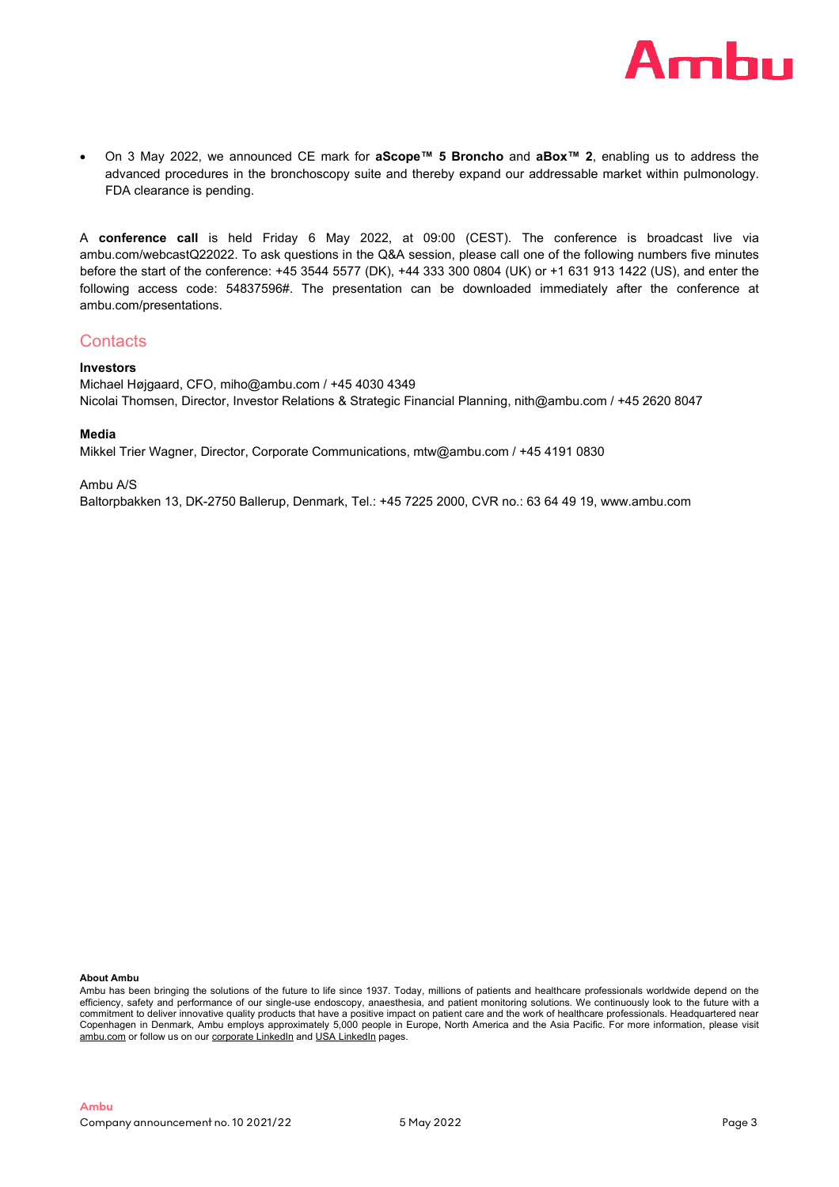- On 3 May 2022, we announced CE mark for **aScope™ 5 Broncho** and **aBox™ 2**, enabling us to address the advanced procedures in the bronchoscopy suite and thereby expand our addressable market within pulmonology. FDA clearance is pending.

A **conference call** is held Friday 6 May 2022, at 09:00 (CEST). The conference is broadcast live via ambu.com/webcastQ22022. To ask questions in the Q&A session, please call one of the following numbers five minutes before the start of the conference: +45 3544 5577 (DK), +44 333 300 0804 (UK) or +1 631 913 1422 (US), and enter the following access code: 54837596#. The presentation can be downloaded immediately after the conference at ambu.com/presentations.

## Contacts

**Investors**

Michael Højgaard, CFO, miho@ambu.com / +45 4030 4349
Nicolai Thomsen, Director, Investor Relations & Strategic Financial Planning, nith@ambu.com / +45 2620 8047

**Media**

Mikkel Trier Wagner, Director, Corporate Communications, mtw@ambu.com / +45 4191 0830

Ambu A/S
Baltorpbakken 13, DK-2750 Ballerup, Denmark, Tel.: +45 7225 2000, CVR no.: 63 64 49 19, www.ambu.com

**About Ambu**

Ambu has been bringing the solutions of the future to life since 1937. Today, millions of patients and healthcare professionals worldwide depend on the efficiency, safety and performance of our single-use endoscopy, anaesthesia, and patient monitoring solutions. We continuously look to the future with a commitment to deliver innovative quality products that have a positive impact on patient care and the work of healthcare professionals. Headquartered near Copenhagen in Denmark, Ambu employs approximately 5,000 people in Europe, North America and the Asia Pacific. For more information, please visit ambu.com or follow us on our corporate LinkedIn and USA LinkedIn pages.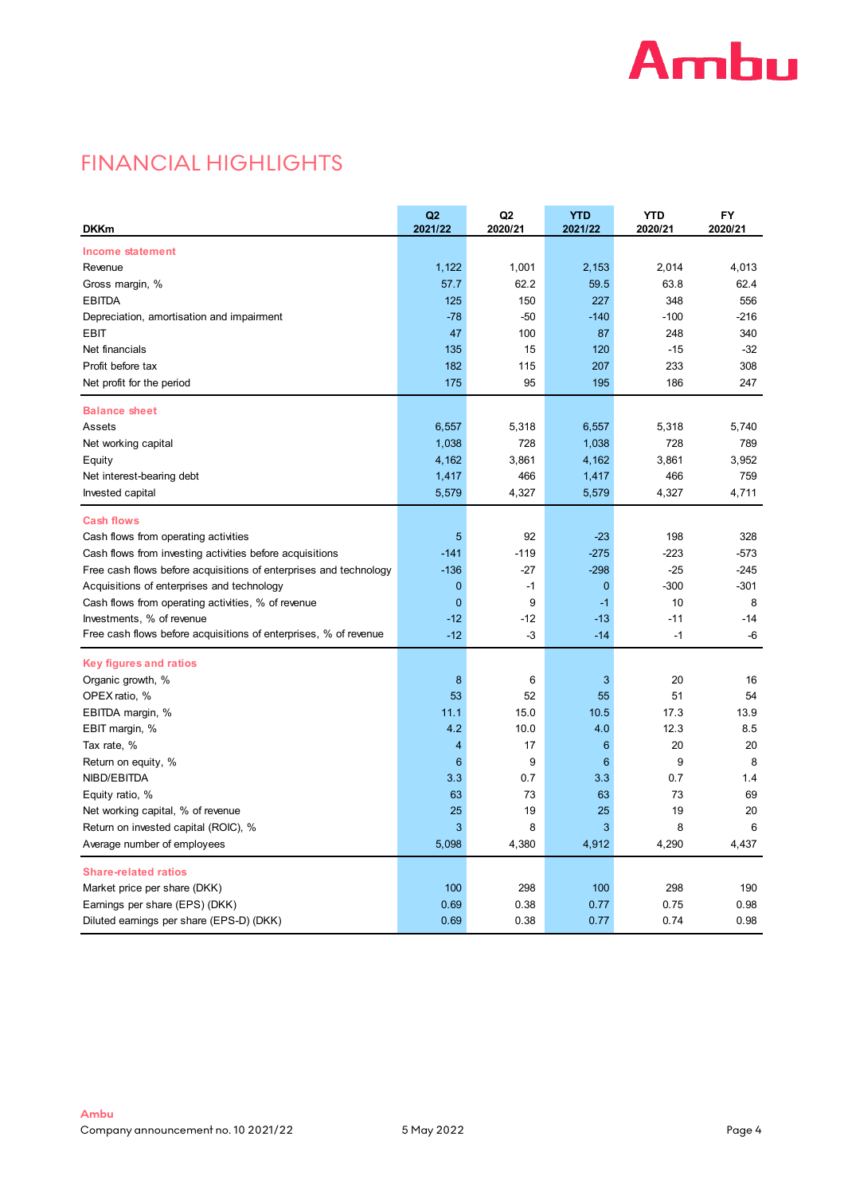# FINANCIAL HIGHLIGHTS

| DKKm | Q2 2021/22 | Q2 2020/21 | YTD 2021/22 | YTD 2020/21 | FY 2020/21 |
|---|---|---|---|---|---|
| **Income statement** | | | | | |
| Revenue | 1,122 | 1,001 | 2,153 | 2,014 | 4,013 |
| Gross margin, % | 57.7 | 62.2 | 59.5 | 63.8 | 62.4 |
| EBITDA | 125 | 150 | 227 | 348 | 556 |
| Depreciation, amortisation and impairment | -78 | -50 | -140 | -100 | -216 |
| EBIT | 47 | 100 | 87 | 248 | 340 |
| Net financials | 135 | 15 | 120 | -15 | -32 |
| Profit before tax | 182 | 115 | 207 | 233 | 308 |
| Net profit for the period | 175 | 95 | 195 | 186 | 247 |
| **Balance sheet** | | | | | |
| Assets | 6,557 | 5,318 | 6,557 | 5,318 | 5,740 |
| Net working capital | 1,038 | 728 | 1,038 | 728 | 789 |
| Equity | 4,162 | 3,861 | 4,162 | 3,861 | 3,952 |
| Net interest-bearing debt | 1,417 | 466 | 1,417 | 466 | 759 |
| Invested capital | 5,579 | 4,327 | 5,579 | 4,327 | 4,711 |
| **Cash flows** | | | | | |
| Cash flows from operating activities | 5 | 92 | -23 | 198 | 328 |
| Cash flows from investing activities before acquisitions | -141 | -119 | -275 | -223 | -573 |
| Free cash flows before acquisitions of enterprises and technology | -136 | -27 | -298 | -25 | -245 |
| Acquisitions of enterprises and technology | 0 | -1 | 0 | -300 | -301 |
| Cash flows from operating activities, % of revenue | 0 | 9 | -1 | 10 | 8 |
| Investments, % of revenue | -12 | -12 | -13 | -11 | -14 |
| Free cash flows before acquisitions of enterprises, % of revenue | -12 | -3 | -14 | -1 | -6 |
| **Key figures and ratios** | | | | | |
| Organic growth, % | 8 | 6 | 3 | 20 | 16 |
| OPEX ratio, % | 53 | 52 | 55 | 51 | 54 |
| EBITDA margin, % | 11.1 | 15.0 | 10.5 | 17.3 | 13.9 |
| EBIT margin, % | 4.2 | 10.0 | 4.0 | 12.3 | 8.5 |
| Tax rate, % | 4 | 17 | 6 | 20 | 20 |
| Return on equity, % | 6 | 9 | 6 | 9 | 8 |
| NIBD/EBITDA | 3.3 | 0.7 | 3.3 | 0.7 | 1.4 |
| Equity ratio, % | 63 | 73 | 63 | 73 | 69 |
| Net working capital, % of revenue | 25 | 19 | 25 | 19 | 20 |
| Return on invested capital (ROIC), % | 3 | 8 | 3 | 8 | 6 |
| Average number of employees | 5,098 | 4,380 | 4,912 | 4,290 | 4,437 |
| **Share-related ratios** | | | | | |
| Market price per share (DKK) | 100 | 298 | 100 | 298 | 190 |
| Earnings per share (EPS) (DKK) | 0.69 | 0.38 | 0.77 | 0.75 | 0.98 |
| Diluted earnings per share (EPS-D) (DKK) | 0.69 | 0.38 | 0.77 | 0.74 | 0.98 |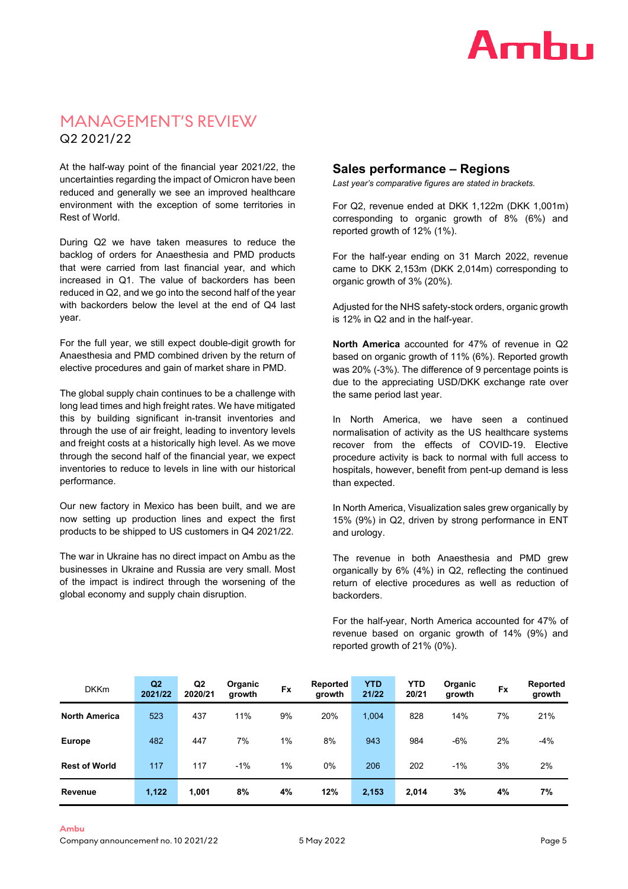# MANAGEMENT'S REVIEW

Q2 2021/22

At the half-way point of the financial year 2021/22, the uncertainties regarding the impact of Omicron have been reduced and generally we see an improved healthcare environment with the exception of some territories in Rest of World.

During Q2 we have taken measures to reduce the backlog of orders for Anaesthesia and PMD products that were carried from last financial year, and which increased in Q1. The value of backorders has been reduced in Q2, and we go into the second half of the year with backorders below the level at the end of Q4 last year.

For the full year, we still expect double-digit growth for Anaesthesia and PMD combined driven by the return of elective procedures and gain of market share in PMD.

The global supply chain continues to be a challenge with long lead times and high freight rates. We have mitigated this by building significant in-transit inventories and through the use of air freight, leading to inventory levels and freight costs at a historically high level. As we move through the second half of the financial year, we expect inventories to reduce to levels in line with our historical performance.

Our new factory in Mexico has been built, and we are now setting up production lines and expect the first products to be shipped to US customers in Q4 2021/22.

The war in Ukraine has no direct impact on Ambu as the businesses in Ukraine and Russia are very small. Most of the impact is indirect through the worsening of the global economy and supply chain disruption.

## Sales performance – Regions

*Last year's comparative figures are stated in brackets.*

For Q2, revenue ended at DKK 1,122m (DKK 1,001m) corresponding to organic growth of 8% (6%) and reported growth of 12% (1%).

For the half-year ending on 31 March 2022, revenue came to DKK 2,153m (DKK 2,014m) corresponding to organic growth of 3% (20%).

Adjusted for the NHS safety-stock orders, organic growth is 12% in Q2 and in the half-year.

**North America** accounted for 47% of revenue in Q2 based on organic growth of 11% (6%). Reported growth was 20% (-3%). The difference of 9 percentage points is due to the appreciating USD/DKK exchange rate over the same period last year.

In North America, we have seen a continued normalisation of activity as the US healthcare systems recover from the effects of COVID-19. Elective procedure activity is back to normal with full access to hospitals, however, benefit from pent-up demand is less than expected.

In North America, Visualization sales grew organically by 15% (9%) in Q2, driven by strong performance in ENT and urology.

The revenue in both Anaesthesia and PMD grew organically by 6% (4%) in Q2, reflecting the continued return of elective procedures as well as reduction of backorders.

For the half-year, North America accounted for 47% of revenue based on organic growth of 14% (9%) and reported growth of 21% (0%).

| DKKm | Q2 2021/22 | Q2 2020/21 | Organic growth | Fx | Reported growth | YTD 21/22 | YTD 20/21 | Organic growth | Fx | Reported growth |
|---|---|---|---|---|---|---|---|---|---|---|
| **North America** | 523 | 437 | 11% | 9% | 20% | 1,004 | 828 | 14% | 7% | 21% |
| **Europe** | 482 | 447 | 7% | 1% | 8% | 943 | 984 | -6% | 2% | -4% |
| **Rest of World** | 117 | 117 | -1% | 1% | 0% | 206 | 202 | -1% | 3% | 2% |
| **Revenue** | **1,122** | **1,001** | **8%** | **4%** | **12%** | **2,153** | **2,014** | **3%** | **4%** | **7%** |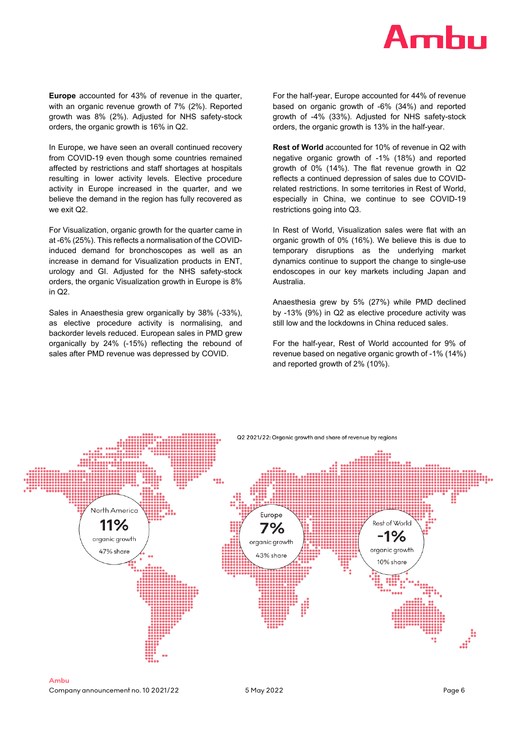**Europe** accounted for 43% of revenue in the quarter, with an organic revenue growth of 7% (2%). Reported growth was 8% (2%). Adjusted for NHS safety-stock orders, the organic growth is 16% in Q2.

In Europe, we have seen an overall continued recovery from COVID-19 even though some countries remained affected by restrictions and staff shortages at hospitals resulting in lower activity levels. Elective procedure activity in Europe increased in the quarter, and we believe the demand in the region has fully recovered as we exit Q2.

For Visualization, organic growth for the quarter came in at -6% (25%). This reflects a normalisation of the COVID-induced demand for bronchoscopes as well as an increase in demand for Visualization products in ENT, urology and GI. Adjusted for the NHS safety-stock orders, the organic Visualization growth in Europe is 8% in Q2.

Sales in Anaesthesia grew organically by 38% (-33%), as elective procedure activity is normalising, and backorder levels reduced. European sales in PMD grew organically by 24% (-15%) reflecting the rebound of sales after PMD revenue was depressed by COVID.

For the half-year, Europe accounted for 44% of revenue based on organic growth of -6% (34%) and reported growth of -4% (33%). Adjusted for NHS safety-stock orders, the organic growth is 13% in the half-year.

**Rest of World** accounted for 10% of revenue in Q2 with negative organic growth of -1% (18%) and reported growth of 0% (14%). The flat revenue growth in Q2 reflects a continued depression of sales due to COVID-related restrictions. In some territories in Rest of World, especially in China, we continue to see COVID-19 restrictions going into Q3.

In Rest of World, Visualization sales were flat with an organic growth of 0% (16%). We believe this is due to temporary disruptions as the underlying market dynamics continue to support the change to single-use endoscopes in our key markets including Japan and Australia.

Anaesthesia grew by 5% (27%) while PMD declined by -13% (9%) in Q2 as elective procedure activity was still low and the lockdowns in China reduced sales.

For the half-year, Rest of World accounted for 9% of revenue based on negative organic growth of -1% (14%) and reported growth of 2% (10%).

Q2 2021/22: Organic growth and share of revenue by regions

| Region | Organic growth | Share |
| --- | --- | --- |
| North America | 11% | 47% share |
| Europe | 7% | 43% share |
| Rest of World | -1% | 10% share |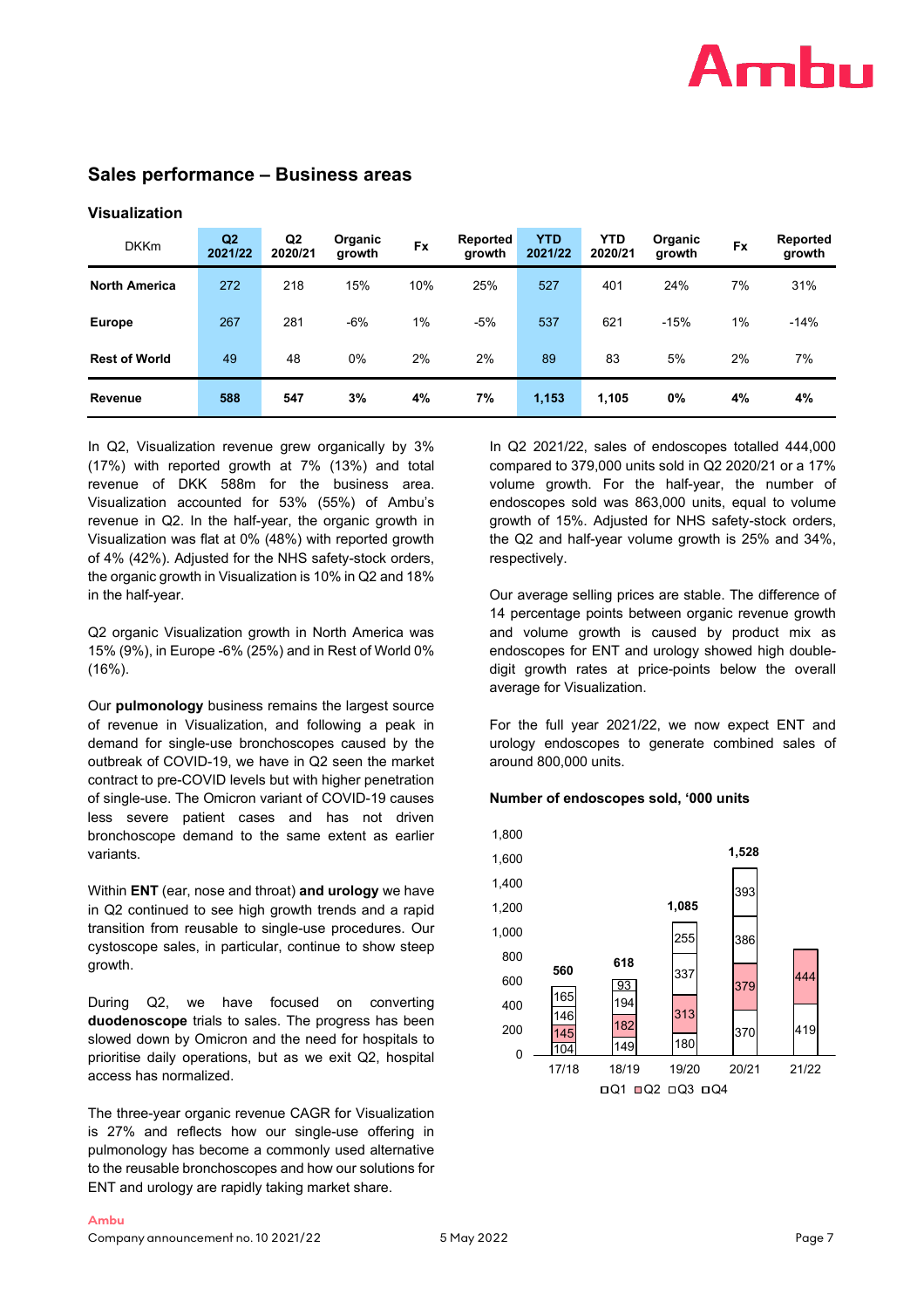## Sales performance – Business areas

### Visualization

| DKKm | Q2 2021/22 | Q2 2020/21 | Organic growth | Fx | Reported growth | YTD 2021/22 | YTD 2020/21 | Organic growth | Fx | Reported growth |
|---|---|---|---|---|---|---|---|---|---|---|
| **North America** | 272 | 218 | 15% | 10% | 25% | 527 | 401 | 24% | 7% | 31% |
| **Europe** | 267 | 281 | -6% | 1% | -5% | 537 | 621 | -15% | 1% | -14% |
| **Rest of World** | 49 | 48 | 0% | 2% | 2% | 89 | 83 | 5% | 2% | 7% |
| **Revenue** | **588** | **547** | **3%** | **4%** | **7%** | **1,153** | **1,105** | **0%** | **4%** | **4%** |

In Q2, Visualization revenue grew organically by 3% (17%) with reported growth at 7% (13%) and total revenue of DKK 588m for the business area. Visualization accounted for 53% (55%) of Ambu's revenue in Q2. In the half-year, the organic growth in Visualization was flat at 0% (48%) with reported growth of 4% (42%). Adjusted for the NHS safety-stock orders, the organic growth in Visualization is 10% in Q2 and 18% in the half-year.

Q2 organic Visualization growth in North America was 15% (9%), in Europe -6% (25%) and in Rest of World 0% (16%).

Our **pulmonology** business remains the largest source of revenue in Visualization, and following a peak in demand for single-use bronchoscopes caused by the outbreak of COVID-19, we have in Q2 seen the market contract to pre-COVID levels but with higher penetration of single-use. The Omicron variant of COVID-19 causes less severe patient cases and has not driven bronchoscope demand to the same extent as earlier variants.

Within **ENT** (ear, nose and throat) **and urology** we have in Q2 continued to see high growth trends and a rapid transition from reusable to single-use procedures. Our cystoscope sales, in particular, continue to show steep growth.

During Q2, we have focused on converting **duodenoscope** trials to sales. The progress has been slowed down by Omicron and the need for hospitals to prioritise daily operations, but as we exit Q2, hospital access has normalized.

The three-year organic revenue CAGR for Visualization is 27% and reflects how our single-use offering in pulmonology has become a commonly used alternative to the reusable bronchoscopes and how our solutions for ENT and urology are rapidly taking market share.

In Q2 2021/22, sales of endoscopes totalled 444,000 compared to 379,000 units sold in Q2 2020/21 or a 17% volume growth. For the half-year, the number of endoscopes sold was 863,000 units, equal to volume growth of 15%. Adjusted for NHS safety-stock orders, the Q2 and half-year volume growth is 25% and 34%, respectively.

Our average selling prices are stable. The difference of 14 percentage points between organic revenue growth and volume growth is caused by product mix as endoscopes for ENT and urology showed high double-digit growth rates at price-points below the overall average for Visualization.

For the full year 2021/22, we now expect ENT and urology endoscopes to generate combined sales of around 800,000 units.

**Number of endoscopes sold, '000 units**

| | 17/18 | 18/19 | 19/20 | 20/21 | 21/22 |
|---|---|---|---|---|---|
| Q1 | 104 | 149 | 180 | 370 | 419 |
| Q2 | 145 | 182 | 313 | 379 | 444 |
| Q3 | 146 | 194 | 337 | 386 | |
| Q4 | 165 | 93 | 255 | 393 | |
| Total | 560 | 618 | 1,085 | 1,528 | |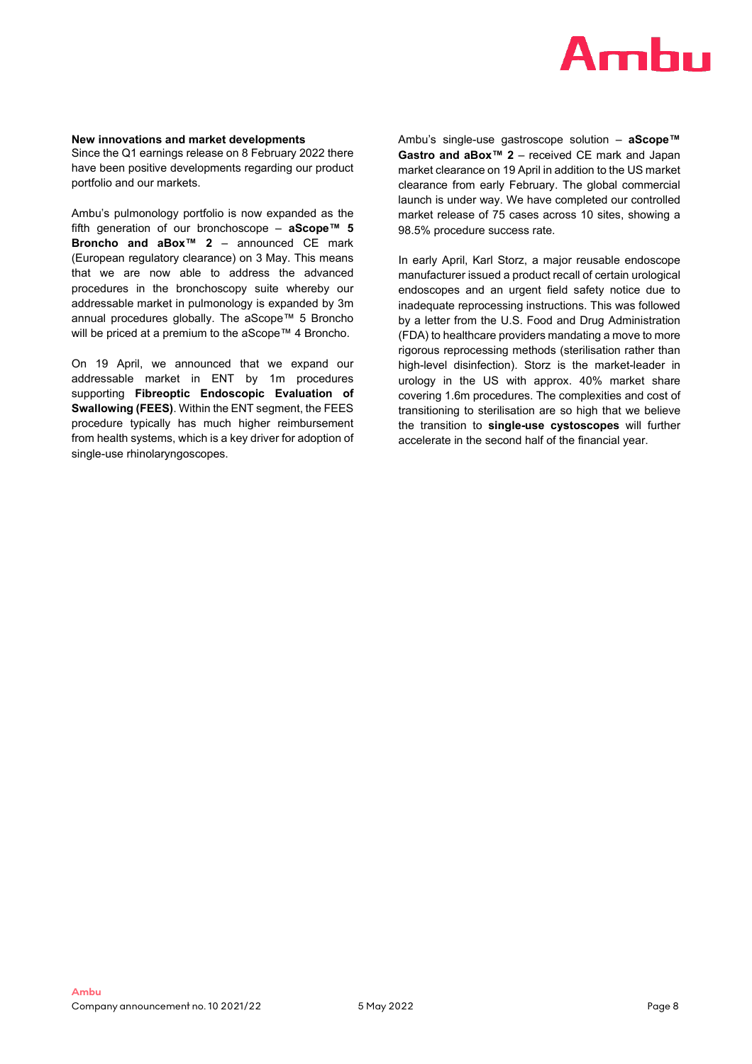**New innovations and market developments**

Since the Q1 earnings release on 8 February 2022 there have been positive developments regarding our product portfolio and our markets.

Ambu's pulmonology portfolio is now expanded as the fifth generation of our bronchoscope – **aScope™ 5 Broncho and aBox™ 2** – announced CE mark (European regulatory clearance) on 3 May. This means that we are now able to address the advanced procedures in the bronchoscopy suite whereby our addressable market in pulmonology is expanded by 3m annual procedures globally. The aScope™ 5 Broncho will be priced at a premium to the aScope™ 4 Broncho.

On 19 April, we announced that we expand our addressable market in ENT by 1m procedures supporting **Fibreoptic Endoscopic Evaluation of Swallowing (FEES)**. Within the ENT segment, the FEES procedure typically has much higher reimbursement from health systems, which is a key driver for adoption of single-use rhinolaryngoscopes.

Ambu's single-use gastroscope solution – **aScope™ Gastro and aBox™ 2** – received CE mark and Japan market clearance on 19 April in addition to the US market clearance from early February. The global commercial launch is under way. We have completed our controlled market release of 75 cases across 10 sites, showing a 98.5% procedure success rate.

In early April, Karl Storz, a major reusable endoscope manufacturer issued a product recall of certain urological endoscopes and an urgent field safety notice due to inadequate reprocessing instructions. This was followed by a letter from the U.S. Food and Drug Administration (FDA) to healthcare providers mandating a move to more rigorous reprocessing methods (sterilisation rather than high-level disinfection). Storz is the market-leader in urology in the US with approx. 40% market share covering 1.6m procedures. The complexities and cost of transitioning to sterilisation are so high that we believe the transition to **single-use cystoscopes** will further accelerate in the second half of the financial year.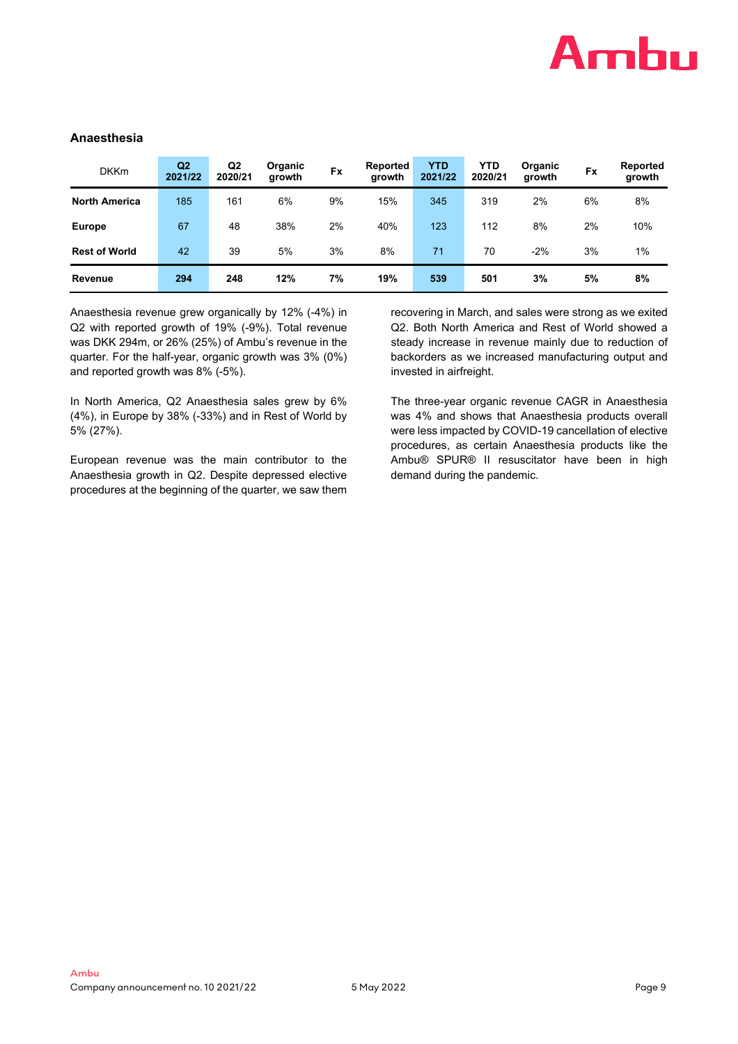### Anaesthesia

| DKKm | Q2 2021/22 | Q2 2020/21 | Organic growth | Fx | Reported growth | YTD 2021/22 | YTD 2020/21 | Organic growth | Fx | Reported growth |
|---|---|---|---|---|---|---|---|---|---|---|
| **North America** | 185 | 161 | 6% | 9% | 15% | 345 | 319 | 2% | 6% | 8% |
| **Europe** | 67 | 48 | 38% | 2% | 40% | 123 | 112 | 8% | 2% | 10% |
| **Rest of World** | 42 | 39 | 5% | 3% | 8% | 71 | 70 | -2% | 3% | 1% |
| **Revenue** | **294** | **248** | **12%** | **7%** | **19%** | **539** | **501** | **3%** | **5%** | **8%** |

Anaesthesia revenue grew organically by 12% (-4%) in Q2 with reported growth of 19% (-9%). Total revenue was DKK 294m, or 26% (25%) of Ambu's revenue in the quarter. For the half-year, organic growth was 3% (0%) and reported growth was 8% (-5%).

In North America, Q2 Anaesthesia sales grew by 6% (4%), in Europe by 38% (-33%) and in Rest of World by 5% (27%).

European revenue was the main contributor to the Anaesthesia growth in Q2. Despite depressed elective procedures at the beginning of the quarter, we saw them recovering in March, and sales were strong as we exited Q2. Both North America and Rest of World showed a steady increase in revenue mainly due to reduction of backorders as we increased manufacturing output and invested in airfreight.

The three-year organic revenue CAGR in Anaesthesia was 4% and shows that Anaesthesia products overall were less impacted by COVID-19 cancellation of elective procedures, as certain Anaesthesia products like the Ambu® SPUR® II resuscitator have been in high demand during the pandemic.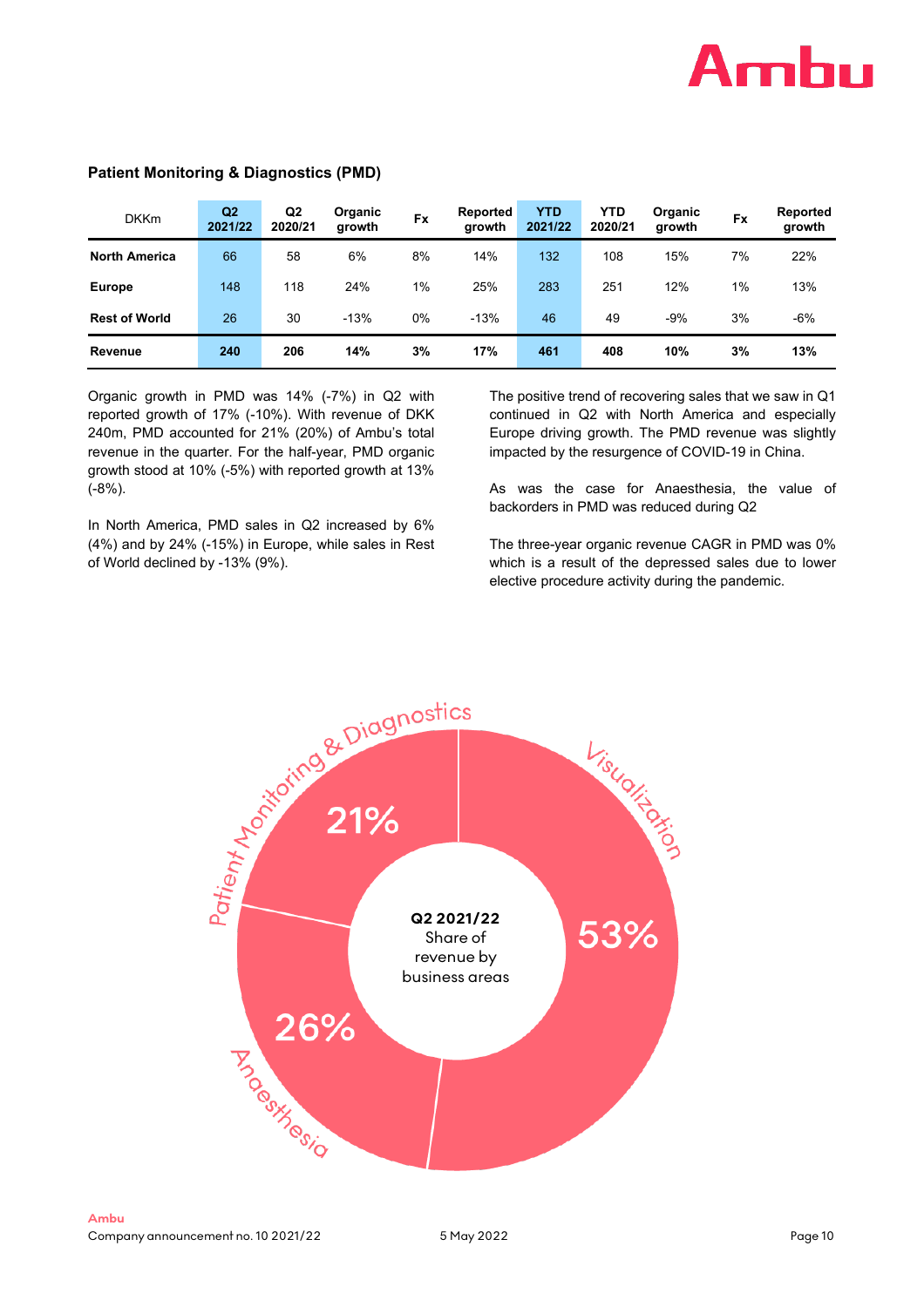### Patient Monitoring & Diagnostics (PMD)

| DKKm | Q2 2021/22 | Q2 2020/21 | Organic growth | Fx | Reported growth | YTD 2021/22 | YTD 2020/21 | Organic growth | Fx | Reported growth |
|---|---|---|---|---|---|---|---|---|---|---|
| **North America** | 66 | 58 | 6% | 8% | 14% | 132 | 108 | 15% | 7% | 22% |
| **Europe** | 148 | 118 | 24% | 1% | 25% | 283 | 251 | 12% | 1% | 13% |
| **Rest of World** | 26 | 30 | -13% | 0% | -13% | 46 | 49 | -9% | 3% | -6% |
| **Revenue** | **240** | **206** | **14%** | **3%** | **17%** | **461** | **408** | **10%** | **3%** | **13%** |

Organic growth in PMD was 14% (-7%) in Q2 with reported growth of 17% (-10%). With revenue of DKK 240m, PMD accounted for 21% (20%) of Ambu's total revenue in the quarter. For the half-year, PMD organic growth stood at 10% (-5%) with reported growth at 13% (-8%).

In North America, PMD sales in Q2 increased by 6% (4%) and by 24% (-15%) in Europe, while sales in Rest of World declined by -13% (9%).

The positive trend of recovering sales that we saw in Q1 continued in Q2 with North America and especially Europe driving growth. The PMD revenue was slightly impacted by the resurgence of COVID-19 in China.

As was the case for Anaesthesia, the value of backorders in PMD was reduced during Q2

The three-year organic revenue CAGR in PMD was 0% which is a result of the depressed sales due to lower elective procedure activity during the pandemic.

Q2 2021/22 Share of revenue by business areas

- Visualization: 53%
- Anaesthesia: 26%
- Patient Monitoring & Diagnostics: 21%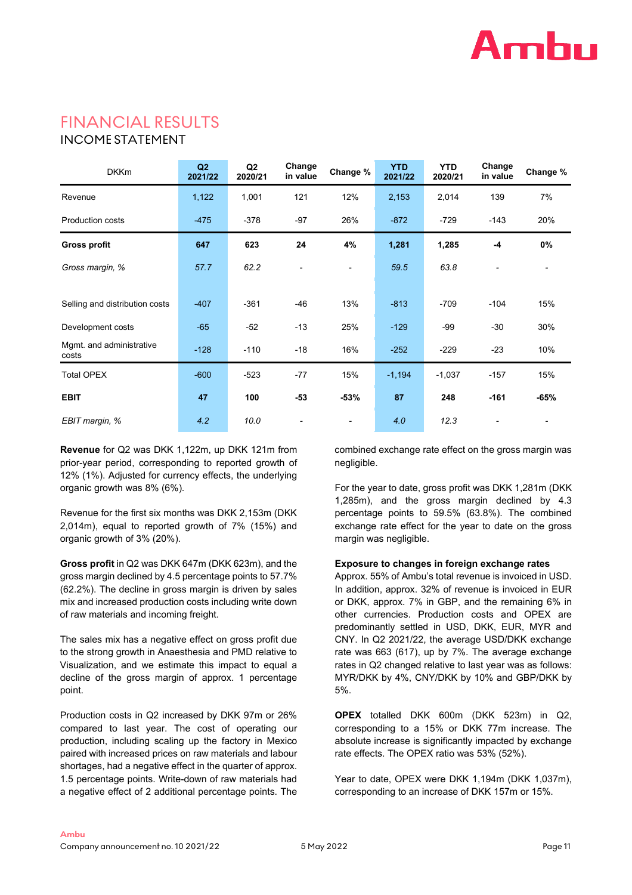# FINANCIAL RESULTS

## INCOME STATEMENT

| DKKm | Q2 2021/22 | Q2 2020/21 | Change in value | Change % | YTD 2021/22 | YTD 2020/21 | Change in value | Change % |
|---|---|---|---|---|---|---|---|---|
| Revenue | 1,122 | 1,001 | 121 | 12% | 2,153 | 2,014 | 139 | 7% |
| Production costs | -475 | -378 | -97 | 26% | -872 | -729 | -143 | 20% |
| **Gross profit** | **647** | **623** | **24** | **4%** | **1,281** | **1,285** | **-4** | **0%** |
| *Gross margin, %* | *57.7* | *62.2* | - | - | *59.5* | *63.8* | - | - |
| Selling and distribution costs | -407 | -361 | -46 | 13% | -813 | -709 | -104 | 15% |
| Development costs | -65 | -52 | -13 | 25% | -129 | -99 | -30 | 30% |
| Mgmt. and administrative costs | -128 | -110 | -18 | 16% | -252 | -229 | -23 | 10% |
| Total OPEX | -600 | -523 | -77 | 15% | -1,194 | -1,037 | -157 | 15% |
| **EBIT** | **47** | **100** | **-53** | **-53%** | **87** | **248** | **-161** | **-65%** |
| *EBIT margin, %* | *4.2* | *10.0* | - | - | *4.0* | *12.3* | - | - |

**Revenue** for Q2 was DKK 1,122m, up DKK 121m from prior-year period, corresponding to reported growth of 12% (1%). Adjusted for currency effects, the underlying organic growth was 8% (6%).

Revenue for the first six months was DKK 2,153m (DKK 2,014m), equal to reported growth of 7% (15%) and organic growth of 3% (20%).

**Gross profit** in Q2 was DKK 647m (DKK 623m), and the gross margin declined by 4.5 percentage points to 57.7% (62.2%). The decline in gross margin is driven by sales mix and increased production costs including write down of raw materials and incoming freight.

The sales mix has a negative effect on gross profit due to the strong growth in Anaesthesia and PMD relative to Visualization, and we estimate this impact to equal a decline of the gross margin of approx. 1 percentage point.

Production costs in Q2 increased by DKK 97m or 26% compared to last year. The cost of operating our production, including scaling up the factory in Mexico paired with increased prices on raw materials and labour shortages, had a negative effect in the quarter of approx. 1.5 percentage points. Write-down of raw materials had a negative effect of 2 additional percentage points. The combined exchange rate effect on the gross margin was negligible.

For the year to date, gross profit was DKK 1,281m (DKK 1,285m), and the gross margin declined by 4.3 percentage points to 59.5% (63.8%). The combined exchange rate effect for the year to date on the gross margin was negligible.

**Exposure to changes in foreign exchange rates**
Approx. 55% of Ambu's total revenue is invoiced in USD. In addition, approx. 32% of revenue is invoiced in EUR or DKK, approx. 7% in GBP, and the remaining 6% in other currencies. Production costs and OPEX are predominantly settled in USD, DKK, EUR, MYR and CNY. In Q2 2021/22, the average USD/DKK exchange rate was 663 (617), up by 7%. The average exchange rates in Q2 changed relative to last year was as follows: MYR/DKK by 4%, CNY/DKK by 10% and GBP/DKK by 5%.

**OPEX** totalled DKK 600m (DKK 523m) in Q2, corresponding to a 15% or DKK 77m increase. The absolute increase is significantly impacted by exchange rate effects. The OPEX ratio was 53% (52%).

Year to date, OPEX were DKK 1,194m (DKK 1,037m), corresponding to an increase of DKK 157m or 15%.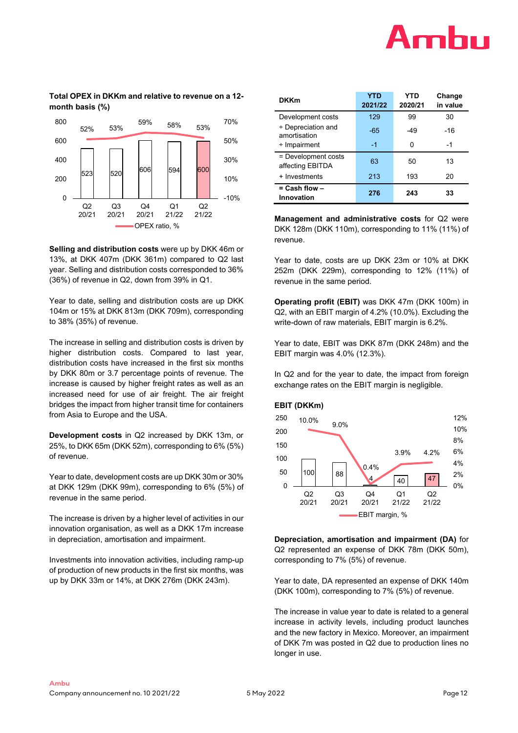**Total OPEX in DKKm and relative to revenue on a 12-month basis (%)**

| | Q2 20/21 | Q3 20/21 | Q4 20/21 | Q1 21/22 | Q2 21/22 |
|---|---|---|---|---|---|
| Total OPEX (DKKm) | 523 | 520 | 606 | 594 | 600 |
| OPEX ratio, % | 52% | 53% | 59% | 58% | 53% |

**Selling and distribution costs** were up by DKK 46m or 13%, at DKK 407m (DKK 361m) compared to Q2 last year. Selling and distribution costs corresponded to 36% (36%) of revenue in Q2, down from 39% in Q1.

Year to date, selling and distribution costs are up DKK 104m or 15% at DKK 813m (DKK 709m), corresponding to 38% (35%) of revenue.

The increase in selling and distribution costs is driven by higher distribution costs. Compared to last year, distribution costs have increased in the first six months by DKK 80m or 3.7 percentage points of revenue. The increase is caused by higher freight rates as well as an increased need for use of air freight. The air freight bridges the impact from higher transit time for containers from Asia to Europe and the USA.

**Development costs** in Q2 increased by DKK 13m, or 25%, to DKK 65m (DKK 52m), corresponding to 6% (5%) of revenue.

Year to date, development costs are up DKK 30m or 30% at DKK 129m (DKK 99m), corresponding to 6% (5%) of revenue in the same period.

The increase is driven by a higher level of activities in our innovation organisation, as well as a DKK 17m increase in depreciation, amortisation and impairment.

Investments into innovation activities, including ramp-up of production of new products in the first six months, was up by DKK 33m or 14%, at DKK 276m (DKK 243m).

| DKKm | YTD 2021/22 | YTD 2020/21 | Change in value |
|---|---|---|---|
| Development costs | 129 | 99 | 30 |
| ÷ Depreciation and amortisation | -65 | -49 | -16 |
| ÷ Impairment | -1 | 0 | -1 |
| = Development costs affecting EBITDA | 63 | 50 | 13 |
| + Investments | 213 | 193 | 20 |
| **= Cash flow – Innovation** | **276** | **243** | **33** |

**Management and administrative costs** for Q2 were DKK 128m (DKK 110m), corresponding to 11% (11%) of revenue.

Year to date, costs are up DKK 23m or 10% at DKK 252m (DKK 229m), corresponding to 12% (11%) of revenue in the same period.

**Operating profit (EBIT)** was DKK 47m (DKK 100m) in Q2, with an EBIT margin of 4.2% (10.0%). Excluding the write-down of raw materials, EBIT margin is 6.2%.

Year to date, EBIT was DKK 87m (DKK 248m) and the EBIT margin was 4.0% (12.3%).

In Q2 and for the year to date, the impact from foreign exchange rates on the EBIT margin is negligible.

**EBIT (DKKm)**

| | Q2 20/21 | Q3 20/21 | Q4 20/21 | Q1 21/22 | Q2 21/22 |
|---|---|---|---|---|---|
| EBIT (DKKm) | 100 | 88 | 4 | 40 | 47 |
| EBIT margin, % | 10.0% | 9.0% | 0.4% | 3.9% | 4.2% |

**Depreciation, amortisation and impairment (DA)** for Q2 represented an expense of DKK 78m (DKK 50m), corresponding to 7% (5%) of revenue.

Year to date, DA represented an expense of DKK 140m (DKK 100m), corresponding to 7% (5%) of revenue.

The increase in value year to date is related to a general increase in activity levels, including product launches and the new factory in Mexico. Moreover, an impairment of DKK 7m was posted in Q2 due to production lines no longer in use.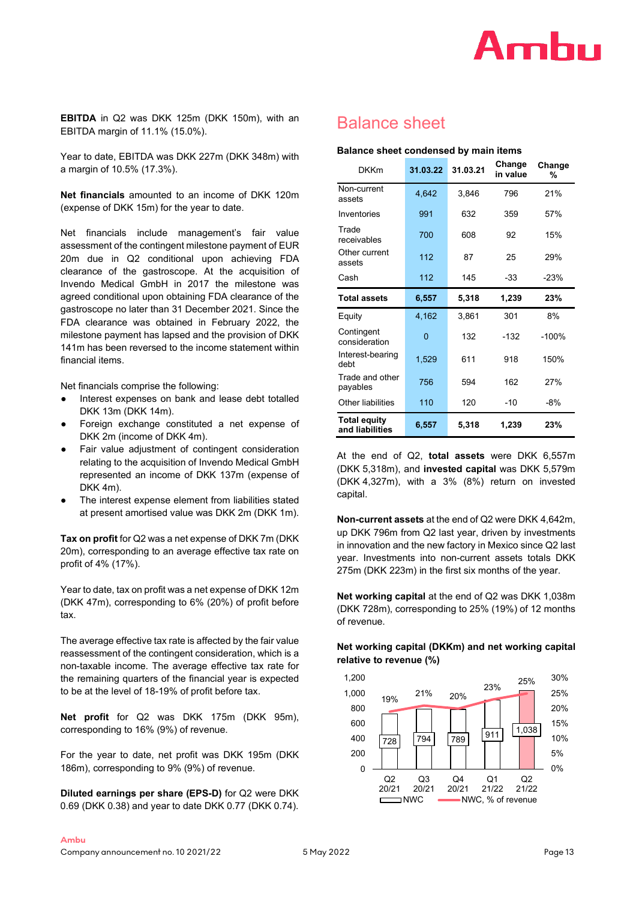**EBITDA** in Q2 was DKK 125m (DKK 150m), with an EBITDA margin of 11.1% (15.0%).

Year to date, EBITDA was DKK 227m (DKK 348m) with a margin of 10.5% (17.3%).

**Net financials** amounted to an income of DKK 120m (expense of DKK 15m) for the year to date.

Net financials include management's fair value assessment of the contingent milestone payment of EUR 20m due in Q2 conditional upon achieving FDA clearance of the gastroscope. At the acquisition of Invendo Medical GmbH in 2017 the milestone was agreed conditional upon obtaining FDA clearance of the gastroscope no later than 31 December 2021. Since the FDA clearance was obtained in February 2022, the milestone payment has lapsed and the provision of DKK 141m has been reversed to the income statement within financial items.

Net financials comprise the following:

- Interest expenses on bank and lease debt totalled DKK 13m (DKK 14m).
- Foreign exchange constituted a net expense of DKK 2m (income of DKK 4m).
- Fair value adjustment of contingent consideration relating to the acquisition of Invendo Medical GmbH represented an income of DKK 137m (expense of DKK 4m).
- The interest expense element from liabilities stated at present amortised value was DKK 2m (DKK 1m).

**Tax on profit** for Q2 was a net expense of DKK 7m (DKK 20m), corresponding to an average effective tax rate on profit of 4% (17%).

Year to date, tax on profit was a net expense of DKK 12m (DKK 47m), corresponding to 6% (20%) of profit before tax.

The average effective tax rate is affected by the fair value reassessment of the contingent consideration, which is a non-taxable income. The average effective tax rate for the remaining quarters of the financial year is expected to be at the level of 18-19% of profit before tax.

**Net profit** for Q2 was DKK 175m (DKK 95m), corresponding to 16% (9%) of revenue.

For the year to date, net profit was DKK 195m (DKK 186m), corresponding to 9% (9%) of revenue.

**Diluted earnings per share (EPS-D)** for Q2 were DKK 0.69 (DKK 0.38) and year to date DKK 0.77 (DKK 0.74).

# Balance sheet

**Balance sheet condensed by main items**

| DKKm | 31.03.22 | 31.03.21 | Change in value | Change % |
|---|---|---|---|---|
| Non-current assets | 4,642 | 3,846 | 796 | 21% |
| Inventories | 991 | 632 | 359 | 57% |
| Trade receivables | 700 | 608 | 92 | 15% |
| Other current assets | 112 | 87 | 25 | 29% |
| Cash | 112 | 145 | -33 | -23% |
| **Total assets** | **6,557** | **5,318** | **1,239** | **23%** |
| Equity | 4,162 | 3,861 | 301 | 8% |
| Contingent consideration | 0 | 132 | -132 | -100% |
| Interest-bearing debt | 1,529 | 611 | 918 | 150% |
| Trade and other payables | 756 | 594 | 162 | 27% |
| Other liabilities | 110 | 120 | -10 | -8% |
| **Total equity and liabilities** | **6,557** | **5,318** | **1,239** | **23%** |

At the end of Q2, **total assets** were DKK 6,557m (DKK 5,318m), and **invested capital** was DKK 5,579m (DKK 4,327m), with a 3% (8%) return on invested capital.

**Non-current assets** at the end of Q2 were DKK 4,642m, up DKK 796m from Q2 last year, driven by investments in innovation and the new factory in Mexico since Q2 last year. Investments into non-current assets totals DKK 275m (DKK 223m) in the first six months of the year.

**Net working capital** at the end of Q2 was DKK 1,038m (DKK 728m), corresponding to 25% (19%) of 12 months of revenue.

**Net working capital (DKKm) and net working capital relative to revenue (%)**

| | Q2 20/21 | Q3 20/21 | Q4 20/21 | Q1 21/22 | Q2 21/22 |
|---|---|---|---|---|---|
| NWC | 728 | 794 | 789 | 911 | 1,038 |
| NWC, % of revenue | 19% | 21% | 20% | 23% | 25% |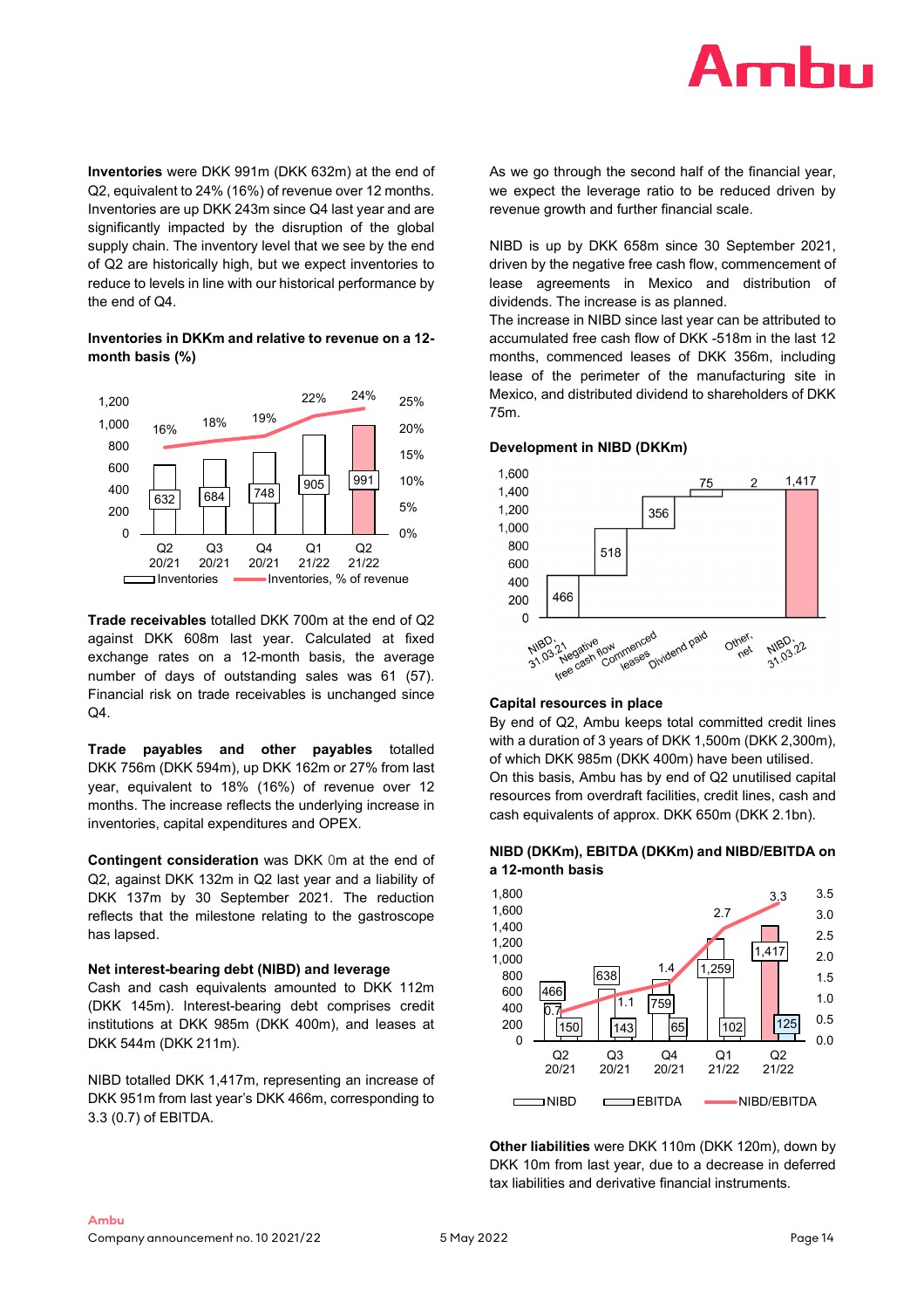**Inventories** were DKK 991m (DKK 632m) at the end of Q2, equivalent to 24% (16%) of revenue over 12 months. Inventories are up DKK 243m since Q4 last year and are significantly impacted by the disruption of the global supply chain. The inventory level that we see by the end of Q2 are historically high, but we expect inventories to reduce to levels in line with our historical performance by the end of Q4.

**Inventories in DKKm and relative to revenue on a 12-month basis (%)**

| | Q2 20/21 | Q3 20/21 | Q4 20/21 | Q1 21/22 | Q2 21/22 |
|---|---|---|---|---|---|
| Inventories | 632 | 684 | 748 | 905 | 991 |
| Inventories, % of revenue | 16% | 18% | 19% | 22% | 24% |

**Trade receivables** totalled DKK 700m at the end of Q2 against DKK 608m last year. Calculated at fixed exchange rates on a 12-month basis, the average number of days of outstanding sales was 61 (57). Financial risk on trade receivables is unchanged since Q4.

**Trade payables and other payables** totalled DKK 756m (DKK 594m), up DKK 162m or 27% from last year, equivalent to 18% (16%) of revenue over 12 months. The increase reflects the underlying increase in inventories, capital expenditures and OPEX.

**Contingent consideration** was DKK 0m at the end of Q2, against DKK 132m in Q2 last year and a liability of DKK 137m by 30 September 2021. The reduction reflects that the milestone relating to the gastroscope has lapsed.

**Net interest-bearing debt (NIBD) and leverage**

Cash and cash equivalents amounted to DKK 112m (DKK 145m). Interest-bearing debt comprises credit institutions at DKK 985m (DKK 400m), and leases at DKK 544m (DKK 211m).

NIBD totalled DKK 1,417m, representing an increase of DKK 951m from last year's DKK 466m, corresponding to 3.3 (0.7) of EBITDA.

As we go through the second half of the financial year, we expect the leverage ratio to be reduced driven by revenue growth and further financial scale.

NIBD is up by DKK 658m since 30 September 2021, driven by the negative free cash flow, commencement of lease agreements in Mexico and distribution of dividends. The increase is as planned.

The increase in NIBD since last year can be attributed to accumulated free cash flow of DKK -518m in the last 12 months, commenced leases of DKK 356m, including lease of the perimeter of the manufacturing site in Mexico, and distributed dividend to shareholders of DKK 75m.

**Development in NIBD (DKKm)**

| NIBD, 31.03.21 | Negative free cash flow | Commenced leases | Dividend paid | Other, net | NIBD, 31.03.22 |
|---|---|---|---|---|---|
| 466 | 518 | 356 | 75 | 2 | 1,417 |

**Capital resources in place**

By end of Q2, Ambu keeps total committed credit lines with a duration of 3 years of DKK 1,500m (DKK 2,300m), of which DKK 985m (DKK 400m) have been utilised. On this basis, Ambu has by end of Q2 unutilised capital resources from overdraft facilities, credit lines, cash and cash equivalents of approx. DKK 650m (DKK 2.1bn).

**NIBD (DKKm), EBITDA (DKKm) and NIBD/EBITDA on a 12-month basis**

| | Q2 20/21 | Q3 20/21 | Q4 20/21 | Q1 21/22 | Q2 21/22 |
|---|---|---|---|---|---|
| NIBD | 466 | 638 | 759 | 1,259 | 1,417 |
| EBITDA | 150 | 143 | 65 | 102 | 125 |
| NIBD/EBITDA | 0.7 | 1.1 | 1.4 | 2.7 | 3.3 |

**Other liabilities** were DKK 110m (DKK 120m), down by DKK 10m from last year, due to a decrease in deferred tax liabilities and derivative financial instruments.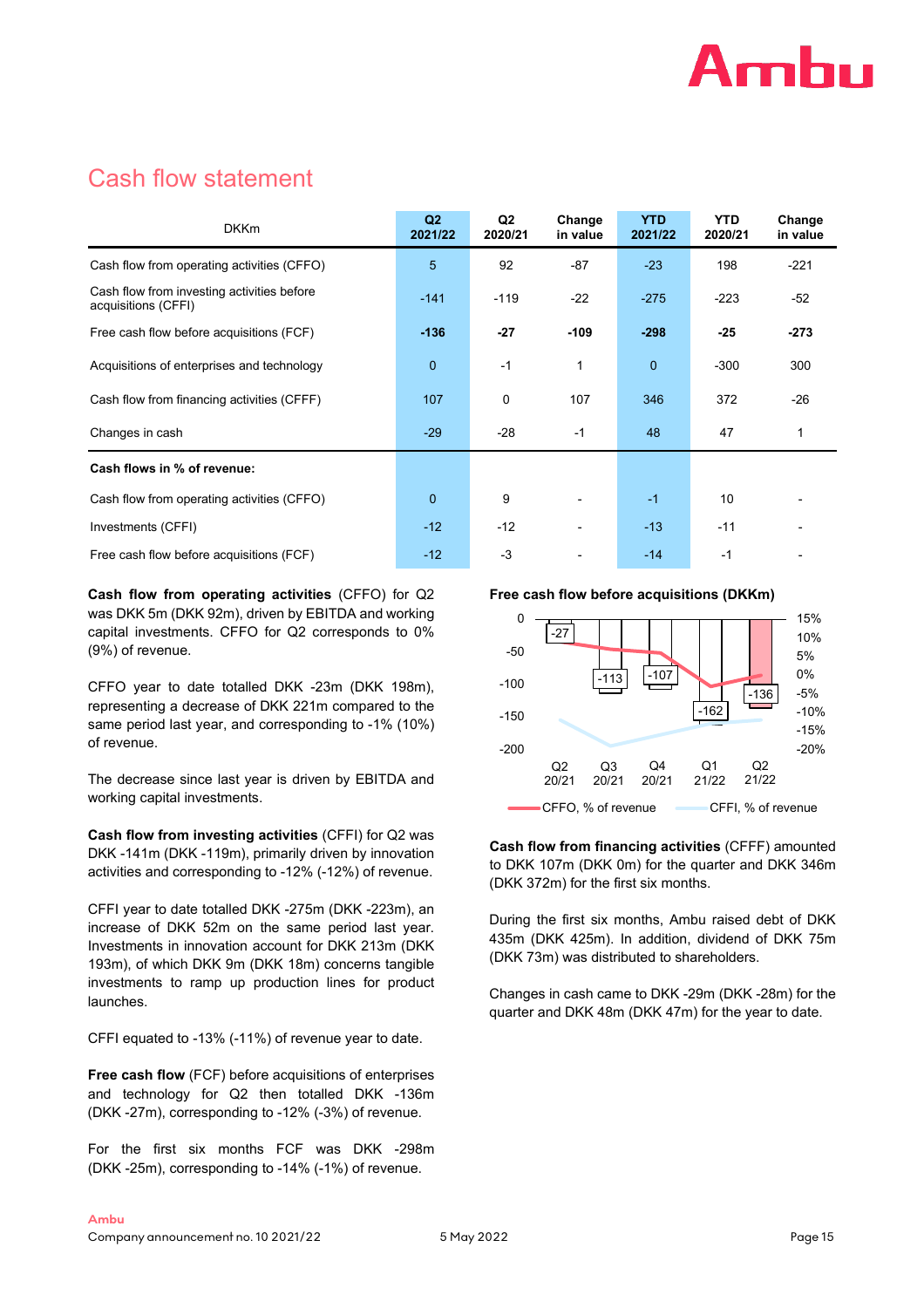## Cash flow statement

| DKKm | Q2 2021/22 | Q2 2020/21 | Change in value | YTD 2021/22 | YTD 2020/21 | Change in value |
|---|---|---|---|---|---|---|
| Cash flow from operating activities (CFFO) | 5 | 92 | -87 | -23 | 198 | -221 |
| Cash flow from investing activities before acquisitions (CFFI) | -141 | -119 | -22 | -275 | -223 | -52 |
| Free cash flow before acquisitions (FCF) | **-136** | **-27** | **-109** | **-298** | **-25** | **-273** |
| Acquisitions of enterprises and technology | 0 | -1 | 1 | 0 | -300 | 300 |
| Cash flow from financing activities (CFFF) | 107 | 0 | 107 | 346 | 372 | -26 |
| Changes in cash | -29 | -28 | -1 | 48 | 47 | 1 |
| **Cash flows in % of revenue:** | | | | | | |
| Cash flow from operating activities (CFFO) | 0 | 9 | - | -1 | 10 | - |
| Investments (CFFI) | -12 | -12 | - | -13 | -11 | - |
| Free cash flow before acquisitions (FCF) | -12 | -3 | - | -14 | -1 | - |

**Cash flow from operating activities** (CFFO) for Q2 was DKK 5m (DKK 92m), driven by EBITDA and working capital investments. CFFO for Q2 corresponds to 0% (9%) of revenue.

CFFO year to date totalled DKK -23m (DKK 198m), representing a decrease of DKK 221m compared to the same period last year, and corresponding to -1% (10%) of revenue.

The decrease since last year is driven by EBITDA and working capital investments.

**Cash flow from investing activities** (CFFI) for Q2 was DKK -141m (DKK -119m), primarily driven by innovation activities and corresponding to -12% (-12%) of revenue.

CFFI year to date totalled DKK -275m (DKK -223m), an increase of DKK 52m on the same period last year. Investments in innovation account for DKK 213m (DKK 193m), of which DKK 9m (DKK 18m) concerns tangible investments to ramp up production lines for product launches.

CFFI equated to -13% (-11%) of revenue year to date.

**Free cash flow** (FCF) before acquisitions of enterprises and technology for Q2 then totalled DKK -136m (DKK -27m), corresponding to -12% (-3%) of revenue.

For the first six months FCF was DKK -298m (DKK -25m), corresponding to -14% (-1%) of revenue.

**Free cash flow before acquisitions (DKKm)**

| | Q2 20/21 | Q3 20/21 | Q4 20/21 | Q1 21/22 | Q2 21/22 |
|---|---|---|---|---|---|
| FCF | -27 | -113 | -107 | -162 | -136 |

CFFO, % of revenue — CFFI, % of revenue

**Cash flow from financing activities** (CFFF) amounted to DKK 107m (DKK 0m) for the quarter and DKK 346m (DKK 372m) for the first six months.

During the first six months, Ambu raised debt of DKK 435m (DKK 425m). In addition, dividend of DKK 75m (DKK 73m) was distributed to shareholders.

Changes in cash came to DKK -29m (DKK -28m) for the quarter and DKK 48m (DKK 47m) for the year to date.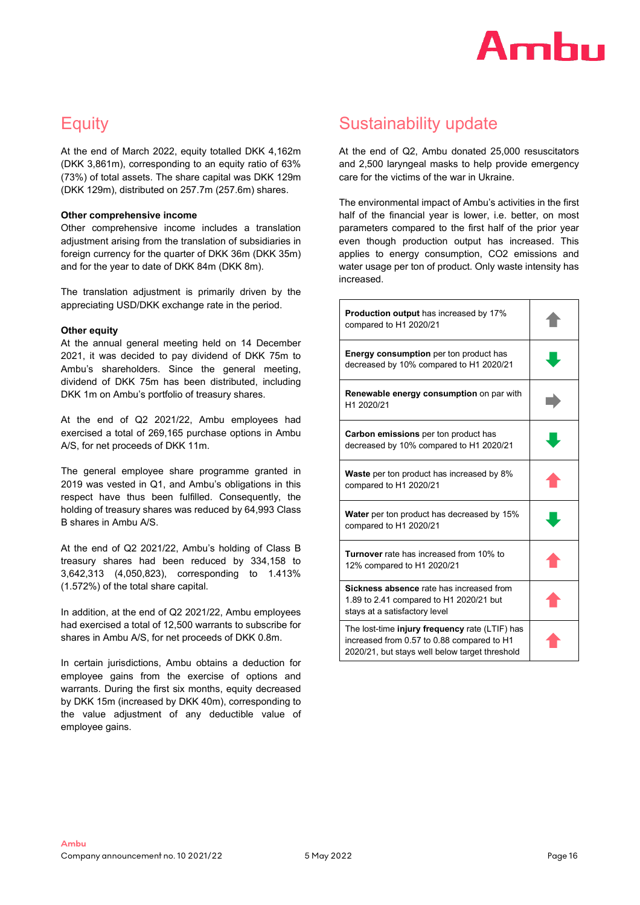## Equity

At the end of March 2022, equity totalled DKK 4,162m (DKK 3,861m), corresponding to an equity ratio of 63% (73%) of total assets. The share capital was DKK 129m (DKK 129m), distributed on 257.7m (257.6m) shares.

**Other comprehensive income**

Other comprehensive income includes a translation adjustment arising from the translation of subsidiaries in foreign currency for the quarter of DKK 36m (DKK 35m) and for the year to date of DKK 84m (DKK 8m).

The translation adjustment is primarily driven by the appreciating USD/DKK exchange rate in the period.

**Other equity**

At the annual general meeting held on 14 December 2021, it was decided to pay dividend of DKK 75m to Ambu's shareholders. Since the general meeting, dividend of DKK 75m has been distributed, including DKK 1m on Ambu's portfolio of treasury shares.

At the end of Q2 2021/22, Ambu employees had exercised a total of 269,165 purchase options in Ambu A/S, for net proceeds of DKK 11m.

The general employee share programme granted in 2019 was vested in Q1, and Ambu's obligations in this respect have thus been fulfilled. Consequently, the holding of treasury shares was reduced by 64,993 Class B shares in Ambu A/S.

At the end of Q2 2021/22, Ambu's holding of Class B treasury shares had been reduced by 334,158 to 3,642,313 (4,050,823), corresponding to 1.413% (1.572%) of the total share capital.

In addition, at the end of Q2 2021/22, Ambu employees had exercised a total of 12,500 warrants to subscribe for shares in Ambu A/S, for net proceeds of DKK 0.8m.

In certain jurisdictions, Ambu obtains a deduction for employee gains from the exercise of options and warrants. During the first six months, equity decreased by DKK 15m (increased by DKK 40m), corresponding to the value adjustment of any deductible value of employee gains.

## Sustainability update

At the end of Q2, Ambu donated 25,000 resuscitators and 2,500 laryngeal masks to help provide emergency care for the victims of the war in Ukraine.

The environmental impact of Ambu's activities in the first half of the financial year is lower, i.e. better, on most parameters compared to the first half of the prior year even though production output has increased. This applies to energy consumption, CO2 emissions and water usage per ton of product. Only waste intensity has increased.

| | |
|---|---|
| **Production output** has increased by 17% compared to H1 2020/21 | ↑ |
| **Energy consumption** per ton product has decreased by 10% compared to H1 2020/21 | ↓ |
| **Renewable energy consumption** on par with H1 2020/21 | → |
| **Carbon emissions** per ton product has decreased by 10% compared to H1 2020/21 | ↓ |
| **Waste** per ton product has increased by 8% compared to H1 2020/21 | ↑ |
| **Water** per ton product has decreased by 15% compared to H1 2020/21 | ↓ |
| **Turnover** rate has increased from 10% to 12% compared to H1 2020/21 | ↑ |
| **Sickness absence** rate has increased from 1.89 to 2.41 compared to H1 2020/21 but stays at a satisfactory level | ↑ |
| The lost-time **injury frequency** rate (LTIF) has increased from 0.57 to 0.88 compared to H1 2020/21, but stays well below target threshold | ↑ |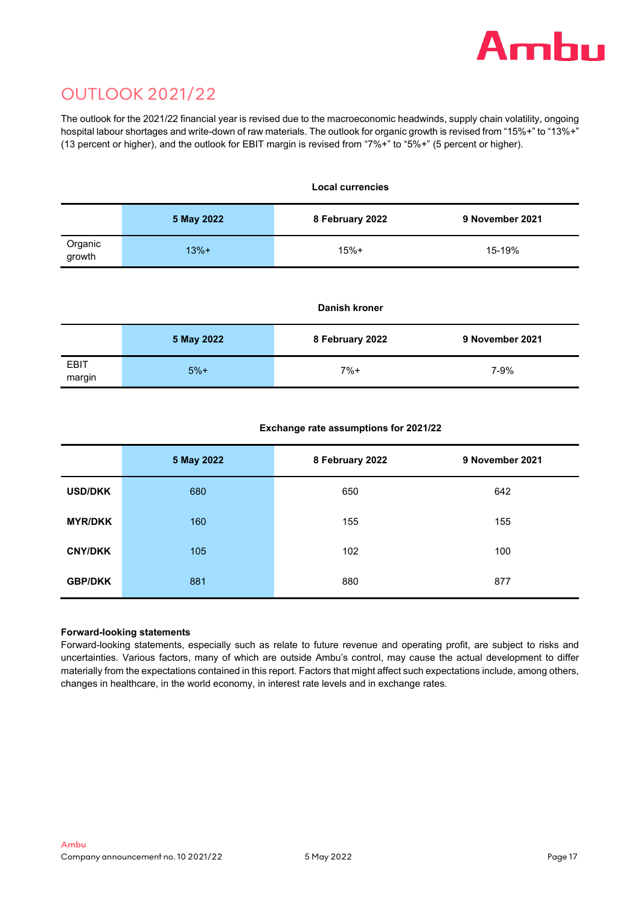## OUTLOOK 2021/22

The outlook for the 2021/22 financial year is revised due to the macroeconomic headwinds, supply chain volatility, ongoing hospital labour shortages and write-down of raw materials. The outlook for organic growth is revised from "15%+" to "13%+" (13 percent or higher), and the outlook for EBIT margin is revised from "7%+" to "5%+" (5 percent or higher).

**Local currencies**

| | 5 May 2022 | 8 February 2022 | 9 November 2021 |
|---|---|---|---|
| Organic growth | 13%+ | 15%+ | 15-19% |

**Danish kroner**

| | 5 May 2022 | 8 February 2022 | 9 November 2021 |
|---|---|---|---|
| EBIT margin | 5%+ | 7%+ | 7-9% |

**Exchange rate assumptions for 2021/22**

| | 5 May 2022 | 8 February 2022 | 9 November 2021 |
|---|---|---|---|
| **USD/DKK** | 680 | 650 | 642 |
| **MYR/DKK** | 160 | 155 | 155 |
| **CNY/DKK** | 105 | 102 | 100 |
| **GBP/DKK** | 881 | 880 | 877 |

**Forward-looking statements**

Forward-looking statements, especially such as relate to future revenue and operating profit, are subject to risks and uncertainties. Various factors, many of which are outside Ambu's control, may cause the actual development to differ materially from the expectations contained in this report. Factors that might affect such expectations include, among others, changes in healthcare, in the world economy, in interest rate levels and in exchange rates.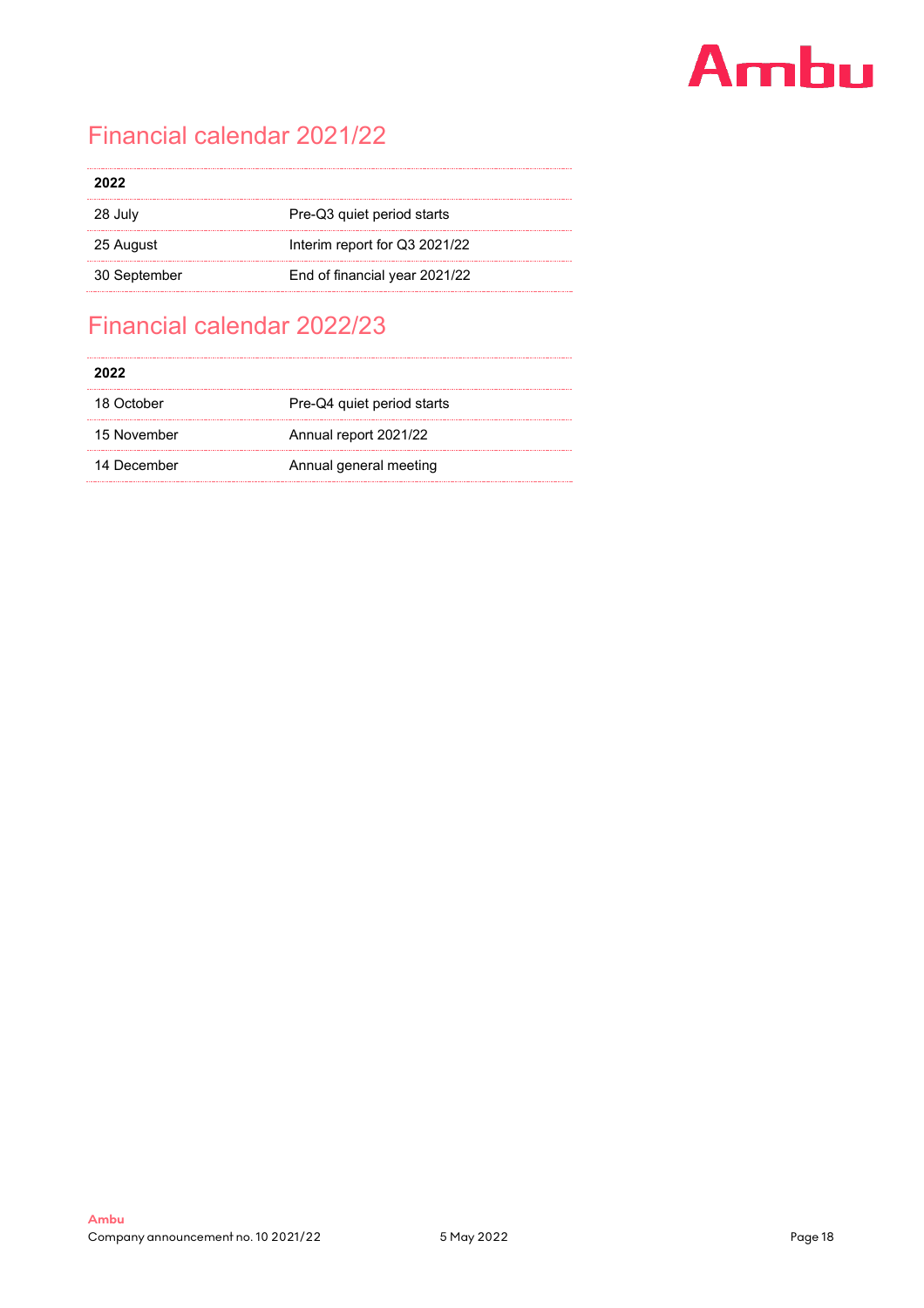## Financial calendar 2021/22

| 2022 | |
|---|---|
| 28 July | Pre-Q3 quiet period starts |
| 25 August | Interim report for Q3 2021/22 |
| 30 September | End of financial year 2021/22 |

## Financial calendar 2022/23

| 2022 | |
|---|---|
| 18 October | Pre-Q4 quiet period starts |
| 15 November | Annual report 2021/22 |
| 14 December | Annual general meeting |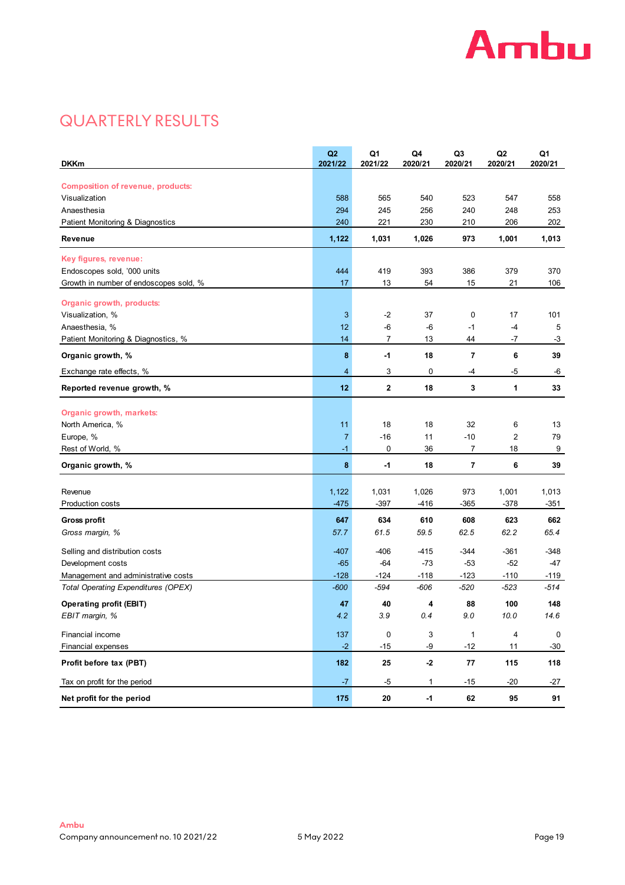# QUARTERLY RESULTS

| DKKm | Q2 2021/22 | Q1 2021/22 | Q4 2020/21 | Q3 2020/21 | Q2 2020/21 | Q1 2020/21 |
|---|---|---|---|---|---|---|
| **Composition of revenue, products:** | | | | | | |
| Visualization | 588 | 565 | 540 | 523 | 547 | 558 |
| Anaesthesia | 294 | 245 | 256 | 240 | 248 | 253 |
| Patient Monitoring & Diagnostics | 240 | 221 | 230 | 210 | 206 | 202 |
| **Revenue** | **1,122** | **1,031** | **1,026** | **973** | **1,001** | **1,013** |
| **Key figures, revenue:** | | | | | | |
| Endoscopes sold, '000 units | 444 | 419 | 393 | 386 | 379 | 370 |
| Growth in number of endoscopes sold, % | 17 | 13 | 54 | 15 | 21 | 106 |
| **Organic growth, products:** | | | | | | |
| Visualization, % | 3 | -2 | 37 | 0 | 17 | 101 |
| Anaesthesia, % | 12 | -6 | -6 | -1 | -4 | 5 |
| Patient Monitoring & Diagnostics, % | 14 | 7 | 13 | 44 | -7 | -3 |
| **Organic growth, %** | **8** | **-1** | **18** | **7** | **6** | **39** |
| Exchange rate effects, % | 4 | 3 | 0 | -4 | -5 | -6 |
| **Reported revenue growth, %** | **12** | **2** | **18** | **3** | **1** | **33** |
| **Organic growth, markets:** | | | | | | |
| North America, % | 11 | 18 | 18 | 32 | 6 | 13 |
| Europe, % | 7 | -16 | 11 | -10 | 2 | 79 |
| Rest of World, % | -1 | 0 | 36 | 7 | 18 | 9 |
| **Organic growth, %** | **8** | **-1** | **18** | **7** | **6** | **39** |
| Revenue | 1,122 | 1,031 | 1,026 | 973 | 1,001 | 1,013 |
| Production costs | -475 | -397 | -416 | -365 | -378 | -351 |
| **Gross profit** | **647** | **634** | **610** | **608** | **623** | **662** |
| *Gross margin, %* | *57.7* | *61.5* | *59.5* | *62.5* | *62.2* | *65.4* |
| Selling and distribution costs | -407 | -406 | -415 | -344 | -361 | -348 |
| Development costs | -65 | -64 | -73 | -53 | -52 | -47 |
| Management and administrative costs | -128 | -124 | -118 | -123 | -110 | -119 |
| *Total Operating Expenditures (OPEX)* | *-600* | *-594* | *-606* | *-520* | *-523* | *-514* |
| **Operating profit (EBIT)** | **47** | **40** | **4** | **88** | **100** | **148** |
| *EBIT margin, %* | *4.2* | *3.9* | *0.4* | *9.0* | *10.0* | *14.6* |
| Financial income | 137 | 0 | 3 | 1 | 4 | 0 |
| Financial expenses | -2 | -15 | -9 | -12 | 11 | -30 |
| **Profit before tax (PBT)** | **182** | **25** | **-2** | **77** | **115** | **118** |
| Tax on profit for the period | -7 | -5 | 1 | -15 | -20 | -27 |
| **Net profit for the period** | **175** | **20** | **-1** | **62** | **95** | **91** |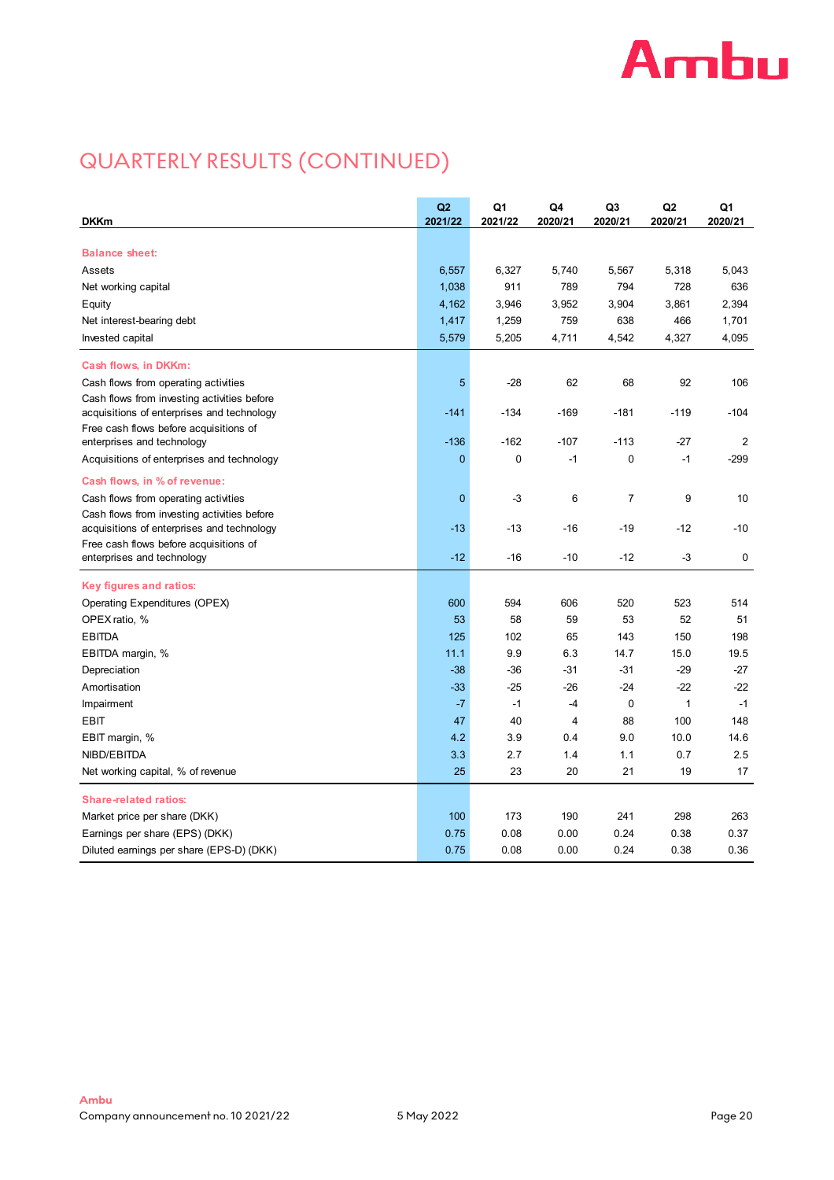# QUARTERLY RESULTS (CONTINUED)

| DKKm | Q2 2021/22 | Q1 2021/22 | Q4 2020/21 | Q3 2020/21 | Q2 2020/21 | Q1 2020/21 |
|---|---|---|---|---|---|---|
| **Balance sheet:** | | | | | | |
| Assets | 6,557 | 6,327 | 5,740 | 5,567 | 5,318 | 5,043 |
| Net working capital | 1,038 | 911 | 789 | 794 | 728 | 636 |
| Equity | 4,162 | 3,946 | 3,952 | 3,904 | 3,861 | 2,394 |
| Net interest-bearing debt | 1,417 | 1,259 | 759 | 638 | 466 | 1,701 |
| Invested capital | 5,579 | 5,205 | 4,711 | 4,542 | 4,327 | 4,095 |
| **Cash flows, in DKKm:** | | | | | | |
| Cash flows from operating activities | 5 | -28 | 62 | 68 | 92 | 106 |
| Cash flows from investing activities before acquisitions of enterprises and technology | -141 | -134 | -169 | -181 | -119 | -104 |
| Free cash flows before acquisitions of enterprises and technology | -136 | -162 | -107 | -113 | -27 | 2 |
| Acquisitions of enterprises and technology | 0 | 0 | -1 | 0 | -1 | -299 |
| **Cash flows, in % of revenue:** | | | | | | |
| Cash flows from operating activities | 0 | -3 | 6 | 7 | 9 | 10 |
| Cash flows from investing activities before acquisitions of enterprises and technology | -13 | -13 | -16 | -19 | -12 | -10 |
| Free cash flows before acquisitions of enterprises and technology | -12 | -16 | -10 | -12 | -3 | 0 |
| **Key figures and ratios:** | | | | | | |
| Operating Expenditures (OPEX) | 600 | 594 | 606 | 520 | 523 | 514 |
| OPEX ratio, % | 53 | 58 | 59 | 53 | 52 | 51 |
| EBITDA | 125 | 102 | 65 | 143 | 150 | 198 |
| EBITDA margin, % | 11.1 | 9.9 | 6.3 | 14.7 | 15.0 | 19.5 |
| Depreciation | -38 | -36 | -31 | -31 | -29 | -27 |
| Amortisation | -33 | -25 | -26 | -24 | -22 | -22 |
| Impairment | -7 | -1 | -4 | 0 | 1 | -1 |
| EBIT | 47 | 40 | 4 | 88 | 100 | 148 |
| EBIT margin, % | 4.2 | 3.9 | 0.4 | 9.0 | 10.0 | 14.6 |
| NIBD/EBITDA | 3.3 | 2.7 | 1.4 | 1.1 | 0.7 | 2.5 |
| Net working capital, % of revenue | 25 | 23 | 20 | 21 | 19 | 17 |
| **Share-related ratios:** | | | | | | |
| Market price per share (DKK) | 100 | 173 | 190 | 241 | 298 | 263 |
| Earnings per share (EPS) (DKK) | 0.75 | 0.08 | 0.00 | 0.24 | 0.38 | 0.37 |
| Diluted earnings per share (EPS-D) (DKK) | 0.75 | 0.08 | 0.00 | 0.24 | 0.38 | 0.36 |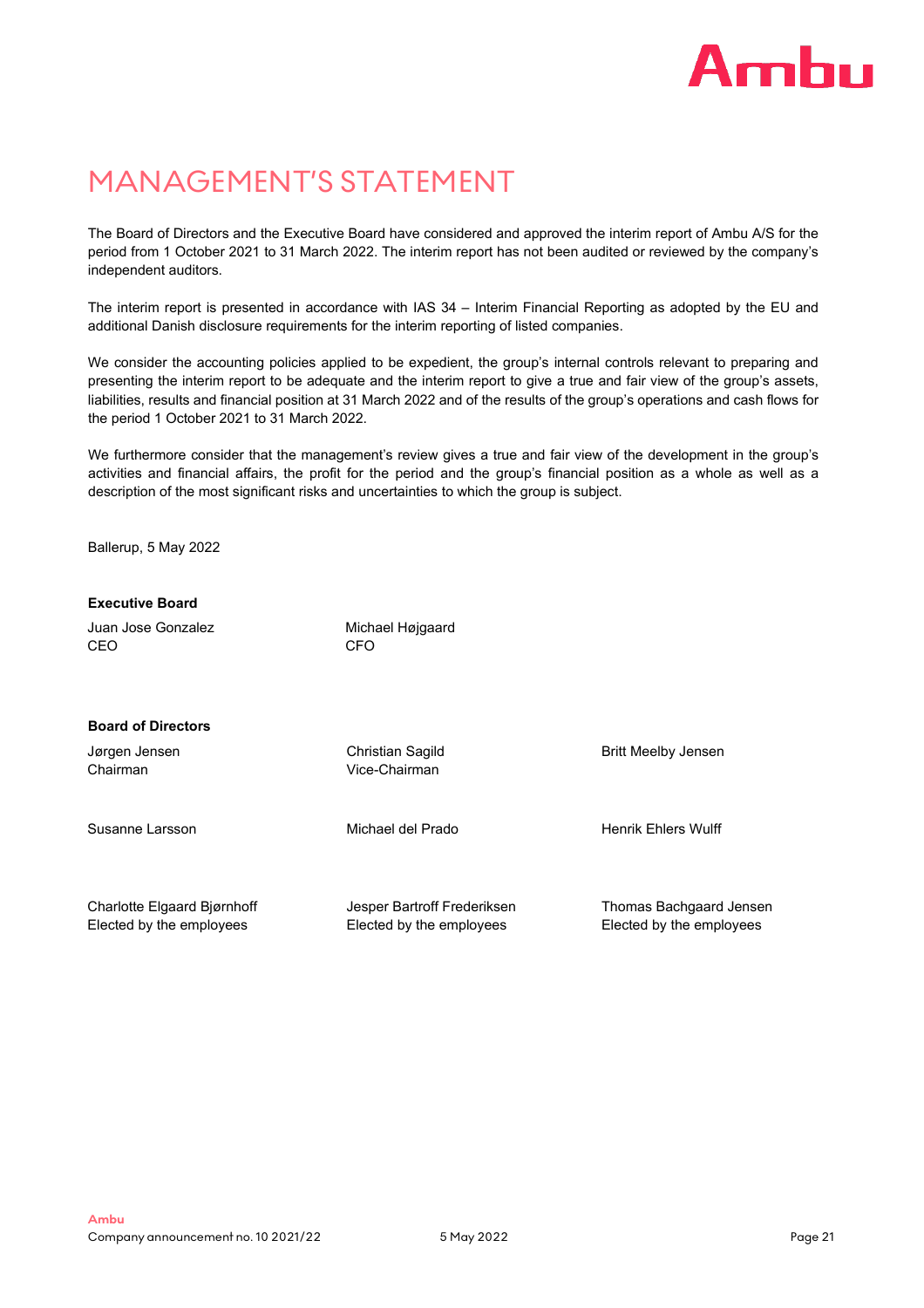# MANAGEMENT'S STATEMENT

The Board of Directors and the Executive Board have considered and approved the interim report of Ambu A/S for the period from 1 October 2021 to 31 March 2022. The interim report has not been audited or reviewed by the company's independent auditors.

The interim report is presented in accordance with IAS 34 – Interim Financial Reporting as adopted by the EU and additional Danish disclosure requirements for the interim reporting of listed companies.

We consider the accounting policies applied to be expedient, the group's internal controls relevant to preparing and presenting the interim report to be adequate and the interim report to give a true and fair view of the group's assets, liabilities, results and financial position at 31 March 2022 and of the results of the group's operations and cash flows for the period 1 October 2021 to 31 March 2022.

We furthermore consider that the management's review gives a true and fair view of the development in the group's activities and financial affairs, the profit for the period and the group's financial position as a whole as well as a description of the most significant risks and uncertainties to which the group is subject.

Ballerup, 5 May 2022

**Executive Board**

Juan Jose Gonzalez
CEO

Michael Højgaard
CFO

**Board of Directors**

Jørgen Jensen
Chairman

Christian Sagild
Vice-Chairman

Britt Meelby Jensen

Susanne Larsson

Michael del Prado

Henrik Ehlers Wulff

Charlotte Elgaard Bjørnhoff
Elected by the employees

Jesper Bartroff Frederiksen
Elected by the employees

Thomas Bachgaard Jensen
Elected by the employees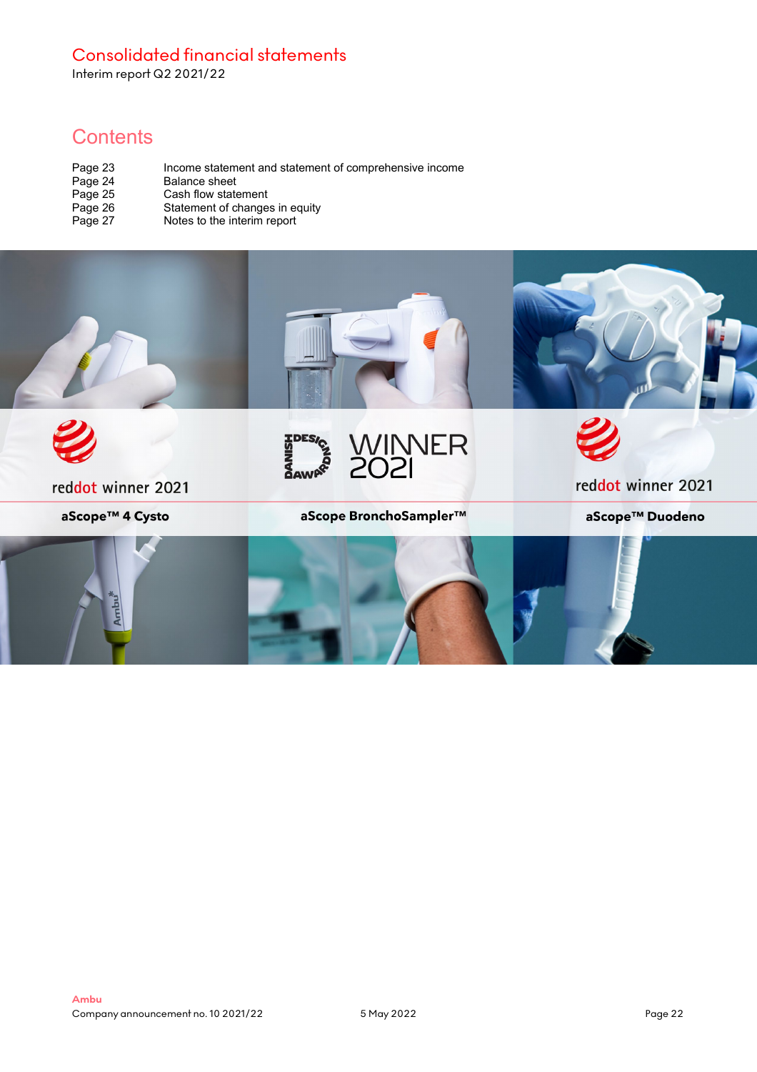# Consolidated financial statements

Interim report Q2 2021/22

## Contents

| | |
|---|---|
| Page 23 | Income statement and statement of comprehensive income |
| Page 24 | Balance sheet |
| Page 25 | Cash flow statement |
| Page 26 | Statement of changes in equity |
| Page 27 | Notes to the interim report |

reddot winner 2021

aScope™ 4 Cysto

DANISH DESIGN AWARD WINNER 2021

aScope BronchoSampler™

reddot winner 2021

aScope™ Duodeno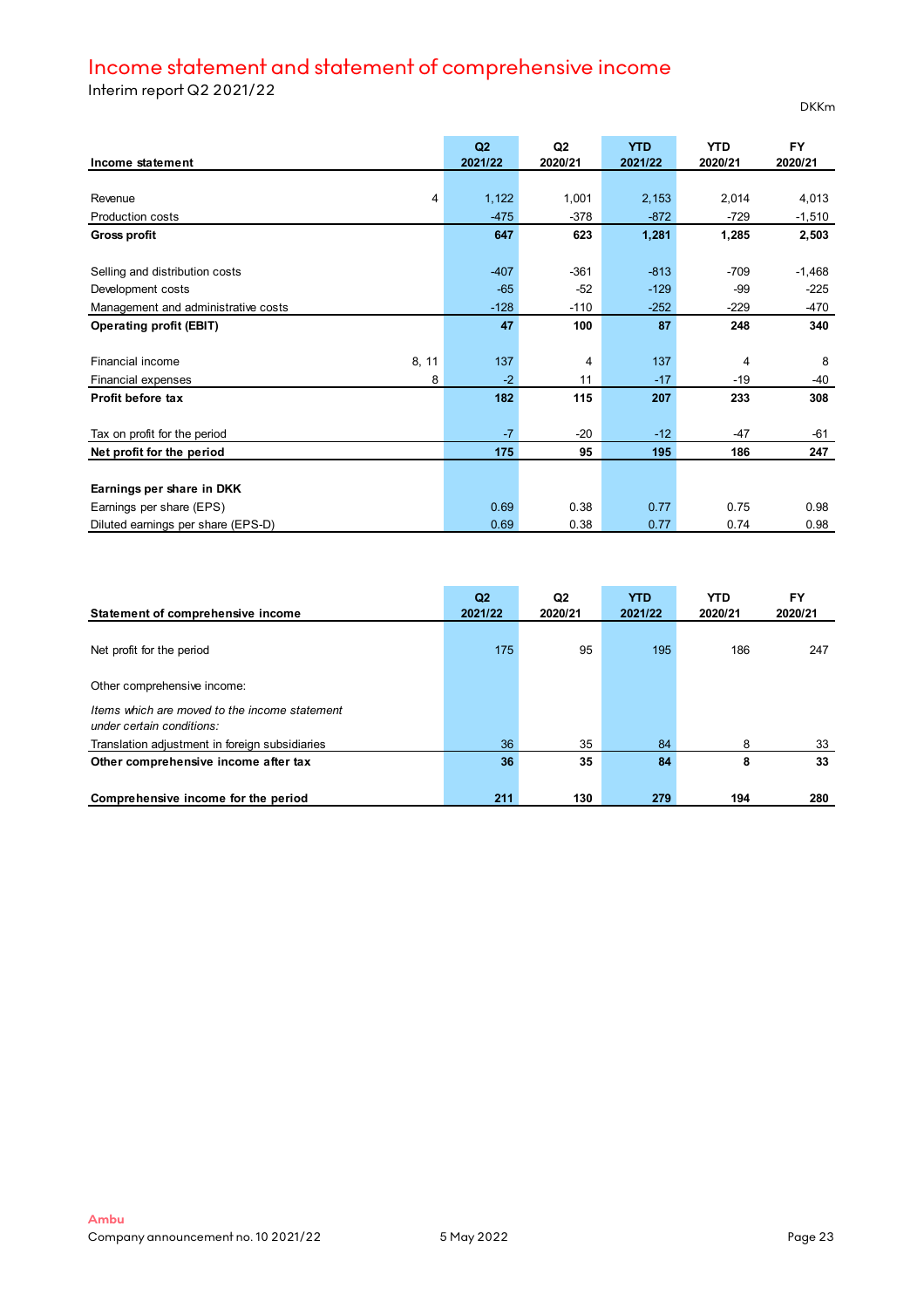# Income statement and statement of comprehensive income

Interim report Q2 2021/22

DKKm

| Income statement | | Q2 2021/22 | Q2 2020/21 | YTD 2021/22 | YTD 2020/21 | FY 2020/21 |
|---|---|---|---|---|---|---|
| Revenue | 4 | 1,122 | 1,001 | 2,153 | 2,014 | 4,013 |
| Production costs | | -475 | -378 | -872 | -729 | -1,510 |
| **Gross profit** | | **647** | **623** | **1,281** | **1,285** | **2,503** |
| Selling and distribution costs | | -407 | -361 | -813 | -709 | -1,468 |
| Development costs | | -65 | -52 | -129 | -99 | -225 |
| Management and administrative costs | | -128 | -110 | -252 | -229 | -470 |
| **Operating profit (EBIT)** | | **47** | **100** | **87** | **248** | **340** |
| Financial income | 8, 11 | 137 | 4 | 137 | 4 | 8 |
| Financial expenses | 8 | -2 | 11 | -17 | -19 | -40 |
| **Profit before tax** | | **182** | **115** | **207** | **233** | **308** |
| Tax on profit for the period | | -7 | -20 | -12 | -47 | -61 |
| **Net profit for the period** | | **175** | **95** | **195** | **186** | **247** |
| **Earnings per share in DKK** | | | | | | |
| Earnings per share (EPS) | | 0.69 | 0.38 | 0.77 | 0.75 | 0.98 |
| Diluted earnings per share (EPS-D) | | 0.69 | 0.38 | 0.77 | 0.74 | 0.98 |

| Statement of comprehensive income | Q2 2021/22 | Q2 2020/21 | YTD 2021/22 | YTD 2020/21 | FY 2020/21 |
|---|---|---|---|---|---|
| Net profit for the period | 175 | 95 | 195 | 186 | 247 |
| Other comprehensive income: | | | | | |
| *Items which are moved to the income statement under certain conditions:* | | | | | |
| Translation adjustment in foreign subsidiaries | 36 | 35 | 84 | 8 | 33 |
| **Other comprehensive income after tax** | **36** | **35** | **84** | **8** | **33** |
| **Comprehensive income for the period** | **211** | **130** | **279** | **194** | **280** |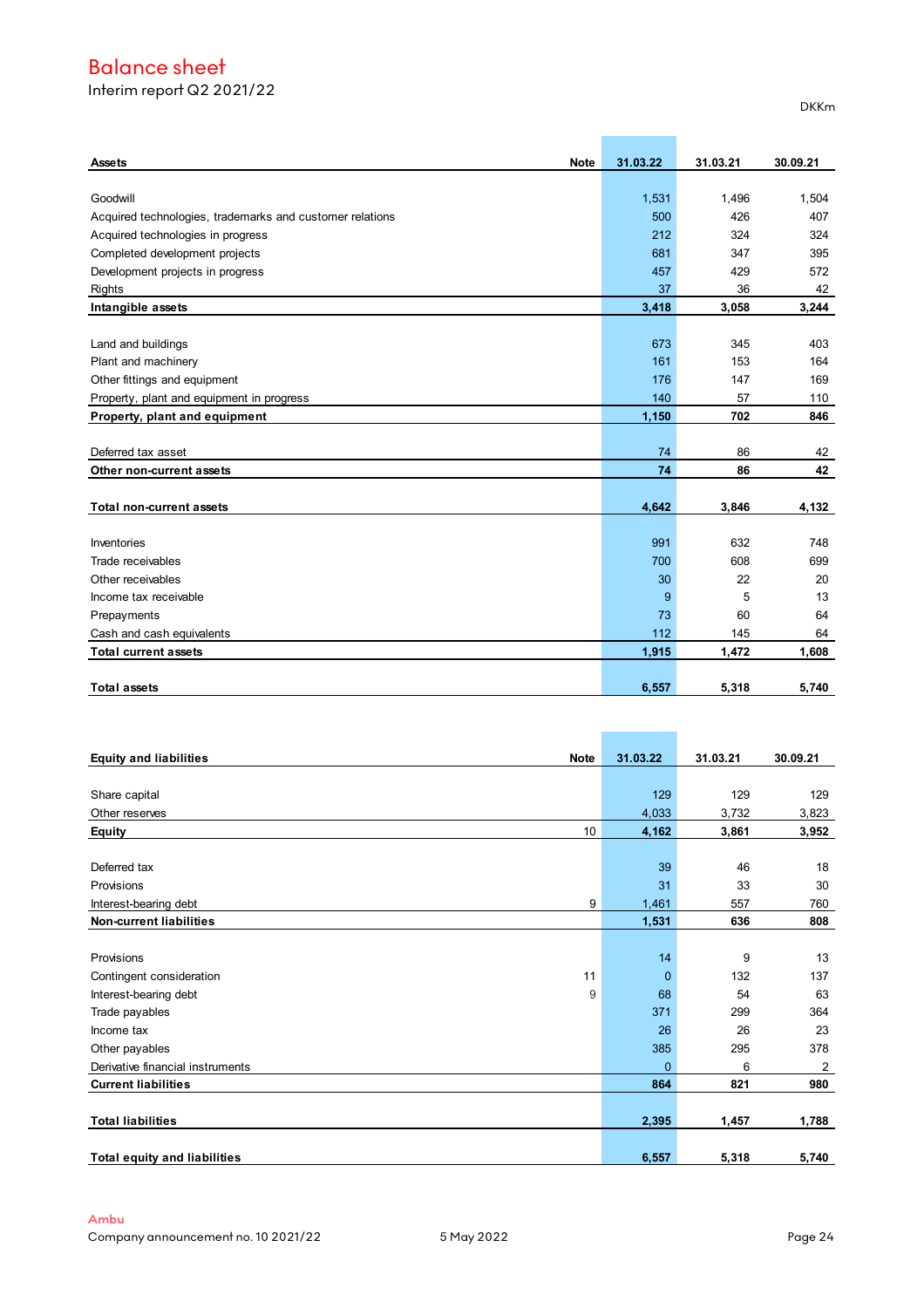# Balance sheet

Interim report Q2 2021/22

DKKm

| Assets | Note | 31.03.22 | 31.03.21 | 30.09.21 |
|---|---|---|---|---|
| Goodwill | | 1,531 | 1,496 | 1,504 |
| Acquired technologies, trademarks and customer relations | | 500 | 426 | 407 |
| Acquired technologies in progress | | 212 | 324 | 324 |
| Completed development projects | | 681 | 347 | 395 |
| Development projects in progress | | 457 | 429 | 572 |
| Rights | | 37 | 36 | 42 |
| **Intangible assets** | | **3,418** | **3,058** | **3,244** |
| Land and buildings | | 673 | 345 | 403 |
| Plant and machinery | | 161 | 153 | 164 |
| Other fittings and equipment | | 176 | 147 | 169 |
| Property, plant and equipment in progress | | 140 | 57 | 110 |
| **Property, plant and equipment** | | **1,150** | **702** | **846** |
| Deferred tax asset | | 74 | 86 | 42 |
| **Other non-current assets** | | **74** | **86** | **42** |
| **Total non-current assets** | | **4,642** | **3,846** | **4,132** |
| Inventories | | 991 | 632 | 748 |
| Trade receivables | | 700 | 608 | 699 |
| Other receivables | | 30 | 22 | 20 |
| Income tax receivable | | 9 | 5 | 13 |
| Prepayments | | 73 | 60 | 64 |
| Cash and cash equivalents | | 112 | 145 | 64 |
| **Total current assets** | | **1,915** | **1,472** | **1,608** |
| **Total assets** | | **6,557** | **5,318** | **5,740** |

| Equity and liabilities | Note | 31.03.22 | 31.03.21 | 30.09.21 |
|---|---|---|---|---|
| Share capital | | 129 | 129 | 129 |
| Other reserves | | 4,033 | 3,732 | 3,823 |
| **Equity** | 10 | **4,162** | **3,861** | **3,952** |
| Deferred tax | | 39 | 46 | 18 |
| Provisions | | 31 | 33 | 30 |
| Interest-bearing debt | 9 | 1,461 | 557 | 760 |
| **Non-current liabilities** | | **1,531** | **636** | **808** |
| Provisions | | 14 | 9 | 13 |
| Contingent consideration | 11 | 0 | 132 | 137 |
| Interest-bearing debt | 9 | 68 | 54 | 63 |
| Trade payables | | 371 | 299 | 364 |
| Income tax | | 26 | 26 | 23 |
| Other payables | | 385 | 295 | 378 |
| Derivative financial instruments | | 0 | 6 | 2 |
| **Current liabilities** | | **864** | **821** | **980** |
| **Total liabilities** | | **2,395** | **1,457** | **1,788** |
| **Total equity and liabilities** | | **6,557** | **5,318** | **5,740** |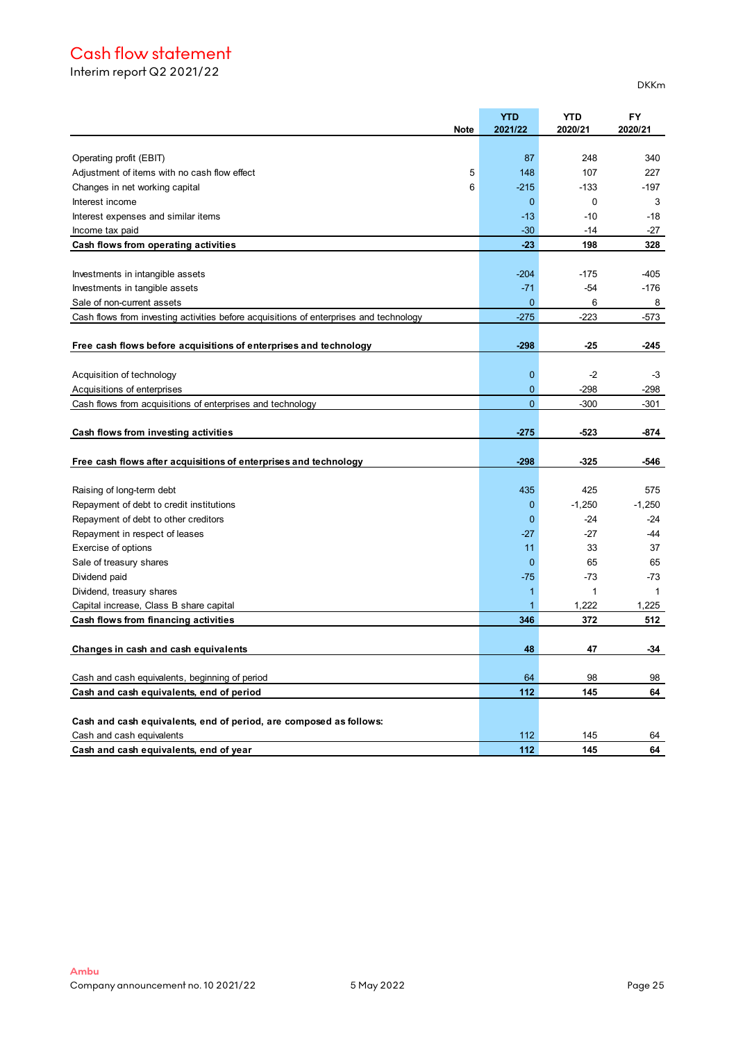# Cash flow statement

Interim report Q2 2021/22

DKKm

| | Note | YTD 2021/22 | YTD 2020/21 | FY 2020/21 |
|---|---|---|---|---|
| Operating profit (EBIT) | | 87 | 248 | 340 |
| Adjustment of items with no cash flow effect | 5 | 148 | 107 | 227 |
| Changes in net working capital | 6 | -215 | -133 | -197 |
| Interest income | | 0 | 0 | 3 |
| Interest expenses and similar items | | -13 | -10 | -18 |
| Income tax paid | | -30 | -14 | -27 |
| **Cash flows from operating activities** | | **-23** | **198** | **328** |
| | | | | |
| Investments in intangible assets | | -204 | -175 | -405 |
| Investments in tangible assets | | -71 | -54 | -176 |
| Sale of non-current assets | | 0 | 6 | 8 |
| Cash flows from investing activities before acquisitions of enterprises and technology | | -275 | -223 | -573 |
| | | | | |
| **Free cash flows before acquisitions of enterprises and technology** | | **-298** | **-25** | **-245** |
| | | | | |
| Acquisition of technology | | 0 | -2 | -3 |
| Acquisitions of enterprises | | 0 | -298 | -298 |
| Cash flows from acquisitions of enterprises and technology | | 0 | -300 | -301 |
| | | | | |
| **Cash flows from investing activities** | | **-275** | **-523** | **-874** |
| | | | | |
| **Free cash flows after acquisitions of enterprises and technology** | | **-298** | **-325** | **-546** |
| | | | | |
| Raising of long-term debt | | 435 | 425 | 575 |
| Repayment of debt to credit institutions | | 0 | -1,250 | -1,250 |
| Repayment of debt to other creditors | | 0 | -24 | -24 |
| Repayment in respect of leases | | -27 | -27 | -44 |
| Exercise of options | | 11 | 33 | 37 |
| Sale of treasury shares | | 0 | 65 | 65 |
| Dividend paid | | -75 | -73 | -73 |
| Dividend, treasury shares | | 1 | 1 | 1 |
| Capital increase, Class B share capital | | 1 | 1,222 | 1,225 |
| **Cash flows from financing activities** | | **346** | **372** | **512** |
| | | | | |
| **Changes in cash and cash equivalents** | | **48** | **47** | **-34** |
| | | | | |
| Cash and cash equivalents, beginning of period | | 64 | 98 | 98 |
| **Cash and cash equivalents, end of period** | | **112** | **145** | **64** |
| | | | | |
| **Cash and cash equivalents, end of period, are composed as follows:** | | | | |
| Cash and cash equivalents | | 112 | 145 | 64 |
| **Cash and cash equivalents, end of year** | | **112** | **145** | **64** |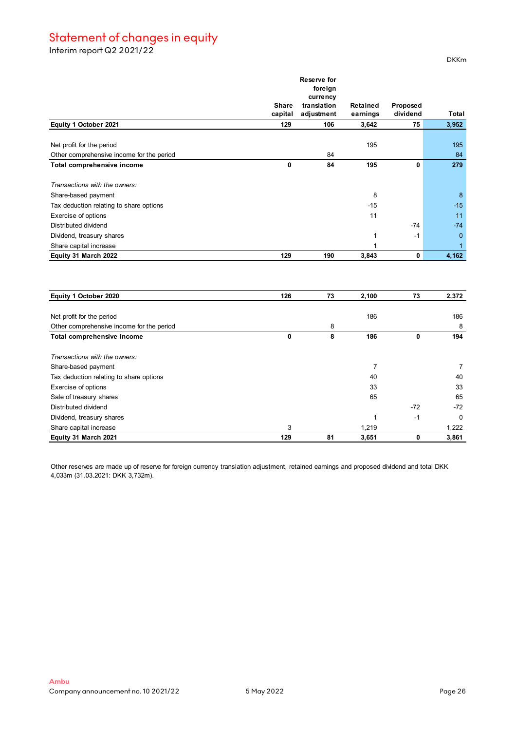# Statement of changes in equity

Interim report Q2 2021/22

DKKm

| | Share capital | Reserve for foreign currency translation adjustment | Retained earnings | Proposed dividend | Total |
|---|---|---|---|---|---|
| **Equity 1 October 2021** | **129** | **106** | **3,642** | **75** | **3,952** |
| | | | | | |
| Net profit for the period | | | 195 | | 195 |
| Other comprehensive income for the period | | 84 | | | 84 |
| **Total comprehensive income** | **0** | **84** | **195** | **0** | **279** |
| | | | | | |
| *Transactions with the owners:* | | | | | |
| Share-based payment | | | 8 | | 8 |
| Tax deduction relating to share options | | | -15 | | -15 |
| Exercise of options | | | 11 | | 11 |
| Distributed dividend | | | | -74 | -74 |
| Dividend, treasury shares | | | 1 | -1 | 0 |
| Share capital increase | | | 1 | | 1 |
| **Equity 31 March 2022** | **129** | **190** | **3,843** | **0** | **4,162** |

| | Share capital | Reserve for foreign currency translation adjustment | Retained earnings | Proposed dividend | Total |
|---|---|---|---|---|---|
| **Equity 1 October 2020** | **126** | **73** | **2,100** | **73** | **2,372** |
| | | | | | |
| Net profit for the period | | | 186 | | 186 |
| Other comprehensive income for the period | | 8 | | | 8 |
| **Total comprehensive income** | **0** | **8** | **186** | **0** | **194** |
| | | | | | |
| *Transactions with the owners:* | | | | | |
| Share-based payment | | | 7 | | 7 |
| Tax deduction relating to share options | | | 40 | | 40 |
| Exercise of options | | | 33 | | 33 |
| Sale of treasury shares | | | 65 | | 65 |
| Distributed dividend | | | | -72 | -72 |
| Dividend, treasury shares | | | 1 | -1 | 0 |
| Share capital increase | 3 | | 1,219 | | 1,222 |
| **Equity 31 March 2021** | **129** | **81** | **3,651** | **0** | **3,861** |

Other reserves are made up of reserve for foreign currency translation adjustment, retained earnings and proposed dividend and total DKK 4,033m (31.03.2021: DKK 3,732m).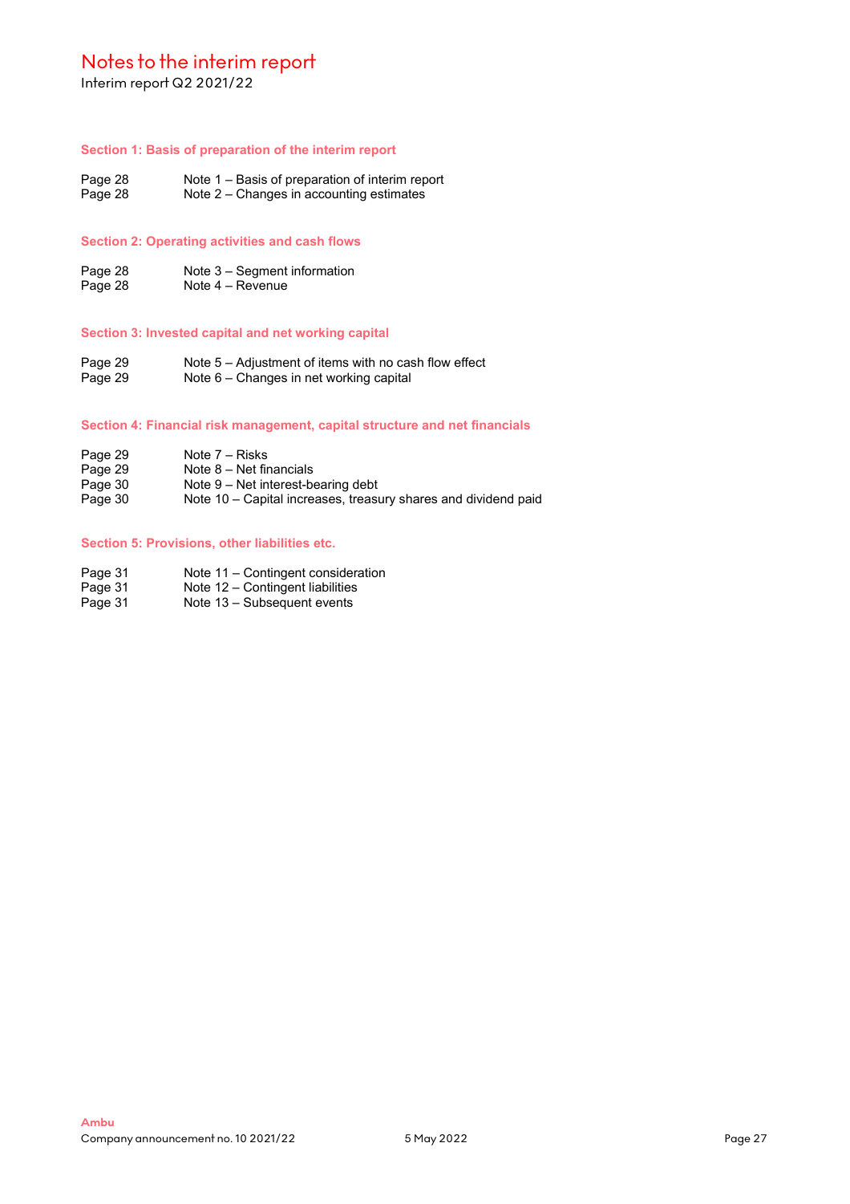# Notes to the interim report

Interim report Q2 2021/22

### Section 1: Basis of preparation of the interim report

| | |
|---|---|
| Page 28 | Note 1 – Basis of preparation of interim report |
| Page 28 | Note 2 – Changes in accounting estimates |

### Section 2: Operating activities and cash flows

| | |
|---|---|
| Page 28 | Note 3 – Segment information |
| Page 28 | Note 4 – Revenue |

### Section 3: Invested capital and net working capital

| | |
|---|---|
| Page 29 | Note 5 – Adjustment of items with no cash flow effect |
| Page 29 | Note 6 – Changes in net working capital |

### Section 4: Financial risk management, capital structure and net financials

| | |
|---|---|
| Page 29 | Note 7 – Risks |
| Page 29 | Note 8 – Net financials |
| Page 30 | Note 9 – Net interest-bearing debt |
| Page 30 | Note 10 – Capital increases, treasury shares and dividend paid |

### Section 5: Provisions, other liabilities etc.

| | |
|---|---|
| Page 31 | Note 11 – Contingent consideration |
| Page 31 | Note 12 – Contingent liabilities |
| Page 31 | Note 13 – Subsequent events |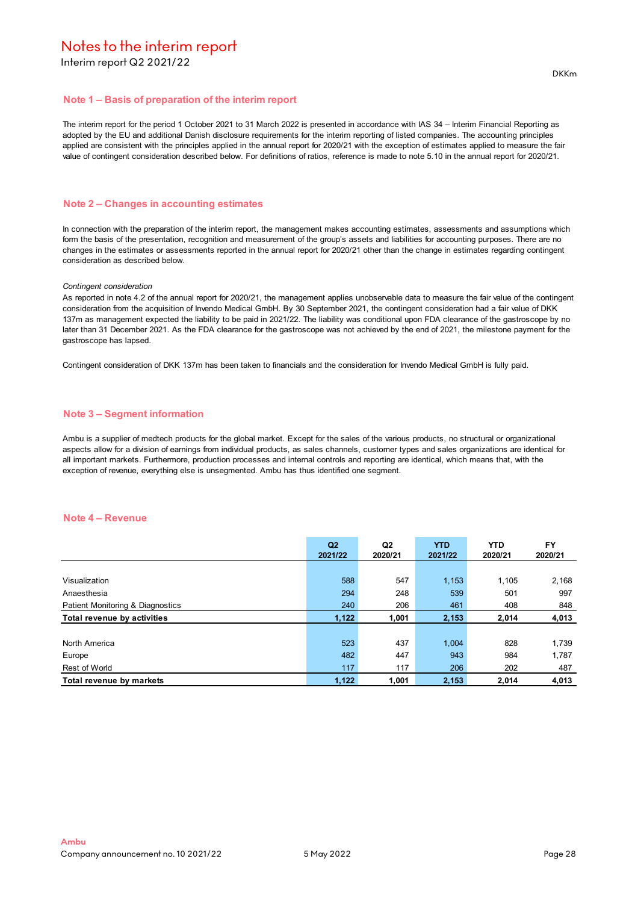# Notes to the interim report

Interim report Q2 2021/22

DKKm

## Note 1 – Basis of preparation of the interim report

The interim report for the period 1 October 2021 to 31 March 2022 is presented in accordance with IAS 34 – Interim Financial Reporting as adopted by the EU and additional Danish disclosure requirements for the interim reporting of listed companies. The accounting principles applied are consistent with the principles applied in the annual report for 2020/21 with the exception of estimates applied to measure the fair value of contingent consideration described below. For definitions of ratios, reference is made to note 5.10 in the annual report for 2020/21.

## Note 2 – Changes in accounting estimates

In connection with the preparation of the interim report, the management makes accounting estimates, assessments and assumptions which form the basis of the presentation, recognition and measurement of the group's assets and liabilities for accounting purposes. There are no changes in the estimates or assessments reported in the annual report for 2020/21 other than the change in estimates regarding contingent consideration as described below.

*Contingent consideration*

As reported in note 4.2 of the annual report for 2020/21, the management applies unobservable data to measure the fair value of the contingent consideration from the acquisition of Invendo Medical GmbH. By 30 September 2021, the contingent consideration had a fair value of DKK 137m as management expected the liability to be paid in 2021/22. The liability was conditional upon FDA clearance of the gastroscope by no later than 31 December 2021. As the FDA clearance for the gastroscope was not achieved by the end of 2021, the milestone payment for the gastroscope has lapsed.

Contingent consideration of DKK 137m has been taken to financials and the consideration for Invendo Medical GmbH is fully paid.

## Note 3 – Segment information

Ambu is a supplier of medtech products for the global market. Except for the sales of the various products, no structural or organizational aspects allow for a division of earnings from individual products, as sales channels, customer types and sales organizations are identical for all important markets. Furthermore, production processes and internal controls and reporting are identical, which means that, with the exception of revenue, everything else is unsegmented. Ambu has thus identified one segment.

## Note 4 – Revenue

| | Q2 2021/22 | Q2 2020/21 | YTD 2021/22 | YTD 2020/21 | FY 2020/21 |
|---|---|---|---|---|---|
| Visualization | 588 | 547 | 1,153 | 1,105 | 2,168 |
| Anaesthesia | 294 | 248 | 539 | 501 | 997 |
| Patient Monitoring & Diagnostics | 240 | 206 | 461 | 408 | 848 |
| **Total revenue by activities** | **1,122** | **1,001** | **2,153** | **2,014** | **4,013** |
| | | | | | |
| North America | 523 | 437 | 1,004 | 828 | 1,739 |
| Europe | 482 | 447 | 943 | 984 | 1,787 |
| Rest of World | 117 | 117 | 206 | 202 | 487 |
| **Total revenue by markets** | **1,122** | **1,001** | **2,153** | **2,014** | **4,013** |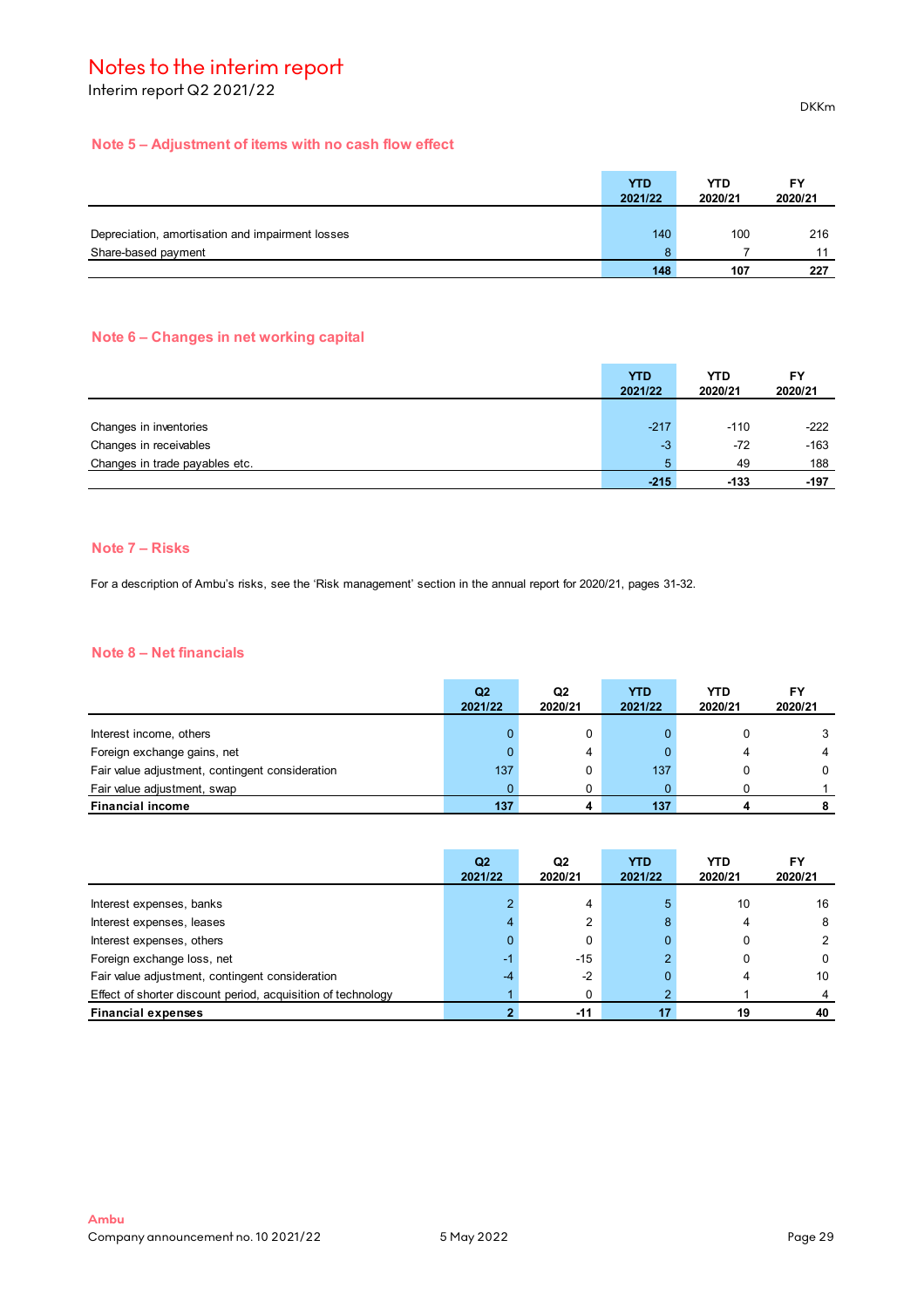# Notes to the interim report

Interim report Q2 2021/22

DKKm

## Note 5 – Adjustment of items with no cash flow effect

| | YTD 2021/22 | YTD 2020/21 | FY 2020/21 |
|---|---|---|---|
| Depreciation, amortisation and impairment losses | 140 | 100 | 216 |
| Share-based payment | 8 | 7 | 11 |
| | **148** | **107** | **227** |

## Note 6 – Changes in net working capital

| | YTD 2021/22 | YTD 2020/21 | FY 2020/21 |
|---|---|---|---|
| Changes in inventories | -217 | -110 | -222 |
| Changes in receivables | -3 | -72 | -163 |
| Changes in trade payables etc. | 5 | 49 | 188 |
| | **-215** | **-133** | **-197** |

## Note 7 – Risks

For a description of Ambu's risks, see the 'Risk management' section in the annual report for 2020/21, pages 31-32.

## Note 8 – Net financials

| | Q2 2021/22 | Q2 2020/21 | YTD 2021/22 | YTD 2020/21 | FY 2020/21 |
|---|---|---|---|---|---|
| Interest income, others | 0 | 0 | 0 | 0 | 3 |
| Foreign exchange gains, net | 0 | 4 | 0 | 4 | 4 |
| Fair value adjustment, contingent consideration | 137 | 0 | 137 | 0 | 0 |
| Fair value adjustment, swap | 0 | 0 | 0 | 0 | 1 |
| **Financial income** | **137** | **4** | **137** | **4** | **8** |

| | Q2 2021/22 | Q2 2020/21 | YTD 2021/22 | YTD 2020/21 | FY 2020/21 |
|---|---|---|---|---|---|
| Interest expenses, banks | 2 | 4 | 5 | 10 | 16 |
| Interest expenses, leases | 4 | 2 | 8 | 4 | 8 |
| Interest expenses, others | 0 | 0 | 0 | 0 | 2 |
| Foreign exchange loss, net | -1 | -15 | 2 | 0 | 0 |
| Fair value adjustment, contingent consideration | -4 | -2 | 0 | 4 | 10 |
| Effect of shorter discount period, acquisition of technology | 1 | 0 | 2 | 1 | 4 |
| **Financial expenses** | **2** | **-11** | **17** | **19** | **40** |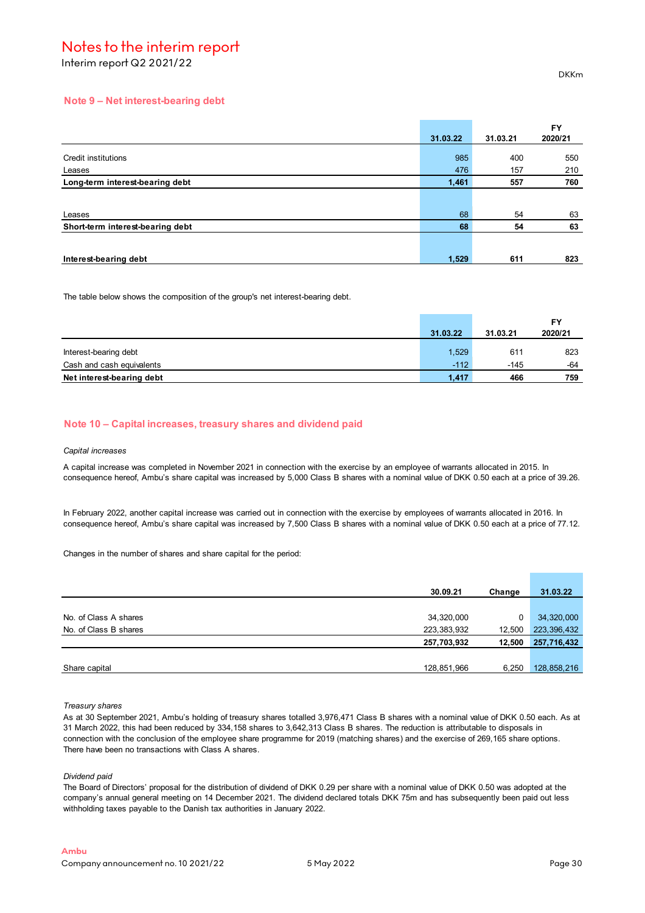# Notes to the interim report

Interim report Q2 2021/22

DKKm

## Note 9 – Net interest-bearing debt

| | 31.03.22 | 31.03.21 | FY 2020/21 |
|---|---|---|---|
| Credit institutions | 985 | 400 | 550 |
| Leases | 476 | 157 | 210 |
| **Long-term interest-bearing debt** | **1,461** | **557** | **760** |
| | | | |
| Leases | 68 | 54 | 63 |
| **Short-term interest-bearing debt** | **68** | **54** | **63** |
| | | | |
| **Interest-bearing debt** | **1,529** | **611** | **823** |

The table below shows the composition of the group's net interest-bearing debt.

| | 31.03.22 | 31.03.21 | FY 2020/21 |
|---|---|---|---|
| Interest-bearing debt | 1,529 | 611 | 823 |
| Cash and cash equivalents | -112 | -145 | -64 |
| **Net interest-bearing debt** | **1,417** | **466** | **759** |

## Note 10 – Capital increases, treasury shares and dividend paid

*Capital increases*

A capital increase was completed in November 2021 in connection with the exercise by an employee of warrants allocated in 2015. In consequence hereof, Ambu's share capital was increased by 5,000 Class B shares with a nominal value of DKK 0.50 each at a price of 39.26.

In February 2022, another capital increase was carried out in connection with the exercise by employees of warrants allocated in 2016. In consequence hereof, Ambu's share capital was increased by 7,500 Class B shares with a nominal value of DKK 0.50 each at a price of 77.12.

Changes in the number of shares and share capital for the period:

| | 30.09.21 | Change | 31.03.22 |
|---|---|---|---|
| No. of Class A shares | 34,320,000 | 0 | 34,320,000 |
| No. of Class B shares | 223,383,932 | 12,500 | 223,396,432 |
| | **257,703,932** | **12,500** | **257,716,432** |
| | | | |
| Share capital | 128,851,966 | 6,250 | 128,858,216 |

*Treasury shares*

As at 30 September 2021, Ambu's holding of treasury shares totalled 3,976,471 Class B shares with a nominal value of DKK 0.50 each. As at 31 March 2022, this had been reduced by 334,158 shares to 3,642,313 Class B shares. The reduction is attributable to disposals in connection with the conclusion of the employee share programme for 2019 (matching shares) and the exercise of 269,165 share options. There have been no transactions with Class A shares.

*Dividend paid*

The Board of Directors' proposal for the distribution of dividend of DKK 0.29 per share with a nominal value of DKK 0.50 was adopted at the company's annual general meeting on 14 December 2021. The dividend declared totals DKK 75m and has subsequently been paid out less withholding taxes payable to the Danish tax authorities in January 2022.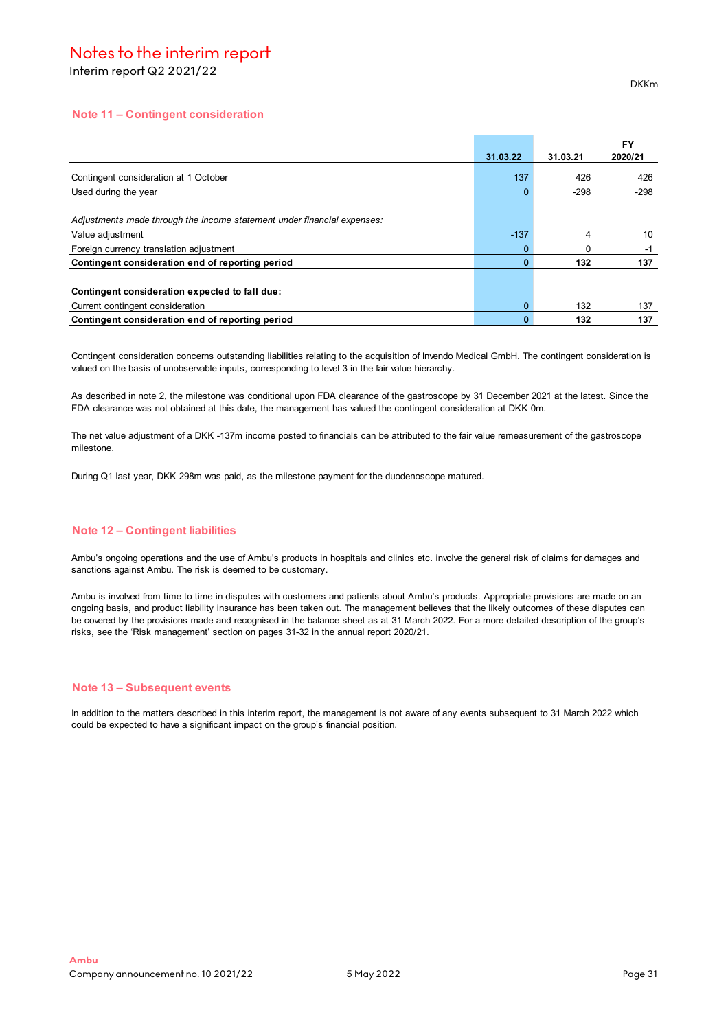# Notes to the interim report

Interim report Q2 2021/22

DKKm

## Note 11 – Contingent consideration

| | 31.03.22 | 31.03.21 | FY 2020/21 |
|---|---|---|---|
| Contingent consideration at 1 October | 137 | 426 | 426 |
| Used during the year | 0 | -298 | -298 |
| | | | |
| *Adjustments made through the income statement under financial expenses:* | | | |
| Value adjustment | -137 | 4 | 10 |
| Foreign currency translation adjustment | 0 | 0 | -1 |
| **Contingent consideration end of reporting period** | **0** | **132** | **137** |
| | | | |
| **Contingent consideration expected to fall due:** | | | |
| Current contingent consideration | 0 | 132 | 137 |
| **Contingent consideration end of reporting period** | **0** | **132** | **137** |

Contingent consideration concerns outstanding liabilities relating to the acquisition of Invendo Medical GmbH. The contingent consideration is valued on the basis of unobservable inputs, corresponding to level 3 in the fair value hierarchy.

As described in note 2, the milestone was conditional upon FDA clearance of the gastroscope by 31 December 2021 at the latest. Since the FDA clearance was not obtained at this date, the management has valued the contingent consideration at DKK 0m.

The net value adjustment of a DKK -137m income posted to financials can be attributed to the fair value remeasurement of the gastroscope milestone.

During Q1 last year, DKK 298m was paid, as the milestone payment for the duodenoscope matured.

## Note 12 – Contingent liabilities

Ambu's ongoing operations and the use of Ambu's products in hospitals and clinics etc. involve the general risk of claims for damages and sanctions against Ambu. The risk is deemed to be customary.

Ambu is involved from time to time in disputes with customers and patients about Ambu's products. Appropriate provisions are made on an ongoing basis, and product liability insurance has been taken out. The management believes that the likely outcomes of these disputes can be covered by the provisions made and recognised in the balance sheet as at 31 March 2022. For a more detailed description of the group's risks, see the 'Risk management' section on pages 31-32 in the annual report 2020/21.

## Note 13 – Subsequent events

In addition to the matters described in this interim report, the management is not aware of any events subsequent to 31 March 2022 which could be expected to have a significant impact on the group's financial position.